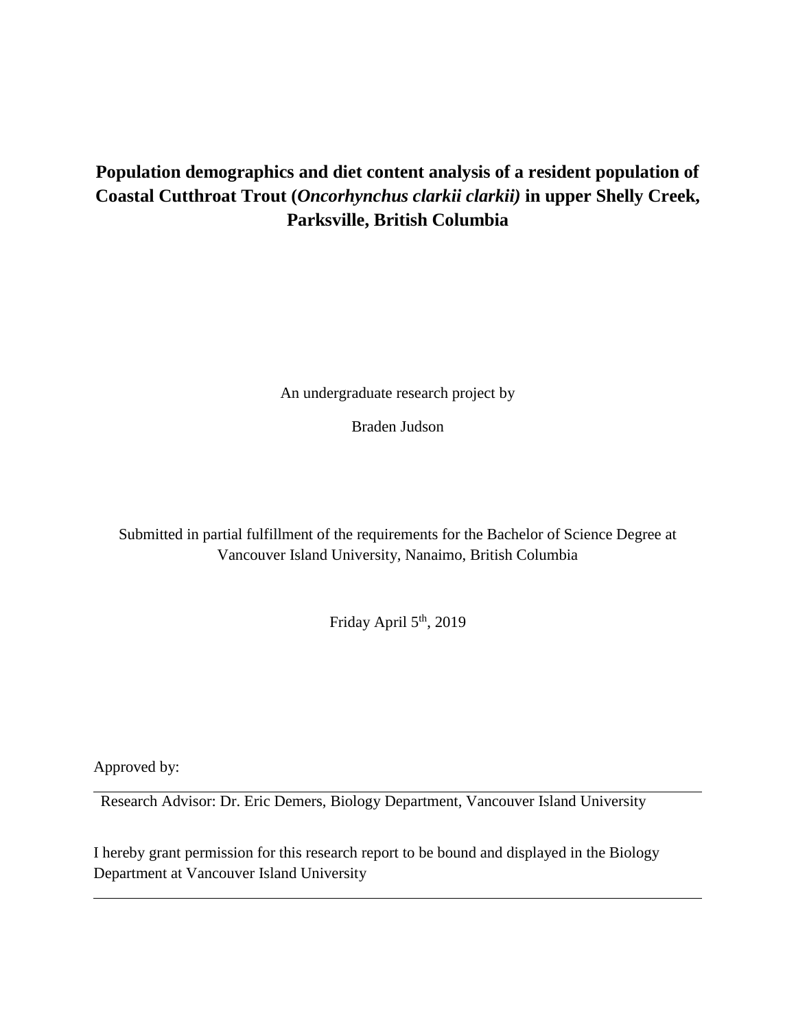# Population demographics and diet content analysis of a resident population of Coastal Cutthroat Trout (*Oncorhynchus clarkii clarkii)* in upper Shelly Creek, Parksville, British Columbia

An undergraduate research project by

Braden Judson

Submitted in partial fulfillment of the requirements for the Bachelor of Science Degree at Vancouver Island University, Nanaimo, British Columbia

Friday April 5th, 2019

Approved by:

Research Advisor: Dr. Eric Demers, Biology Department, Vancouver Island University

I hereby grant permission for this research report to be bound and displayed in the Biology Department at Vancouver Island University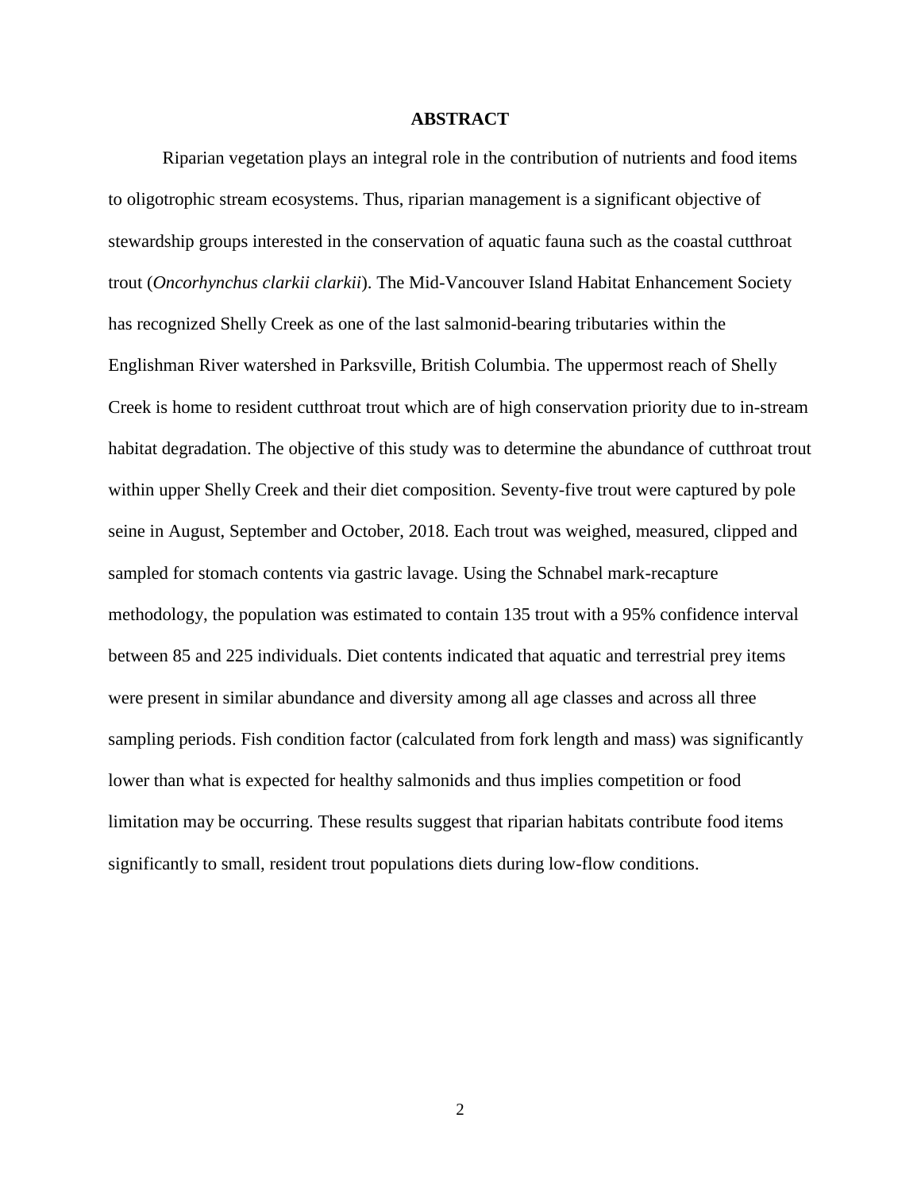# ABSTRACT

Riparian vegetation plays an integral role in the contribution of nutrients and food items to oligotrophic stream ecosystems. Thus, riparian management is a significant objective of stewardship groups interested in the conservation of aquatic fauna such as the coastal cutthroat trout (*Oncorhynchus clarkii clarkii*). The Mid-Vancouver Island Habitat Enhancement Society has recognized Shelly Creek as one of the last salmonid-bearing tributaries within the Englishman River watershed in Parksville, British Columbia. The uppermost reach of Shelly Creek is home to resident cutthroat trout which are of high conservation priority due to in-stream habitat degradation. The objective of this study was to determine the abundance of cutthroat trout within upper Shelly Creek and their diet composition. Seventy-five trout were captured by pole seine in August, September and October, 2018. Each trout was weighed, measured, clipped and sampled for stomach contents via gastric lavage. Using the Schnabel mark-recapture methodology, the population was estimated to contain 135 trout with a 95% confidence interval between 85 and 225 individuals. Diet contents indicated that aquatic and terrestrial prey items were present in similar abundance and diversity among all age classes and across all three sampling periods. Fish condition factor (calculated from fork length and mass) was significantly lower than what is expected for healthy salmonids and thus implies competition or food limitation may be occurring. These results suggest that riparian habitats contribute food items significantly to small, resident trout populations diets during low-flow conditions.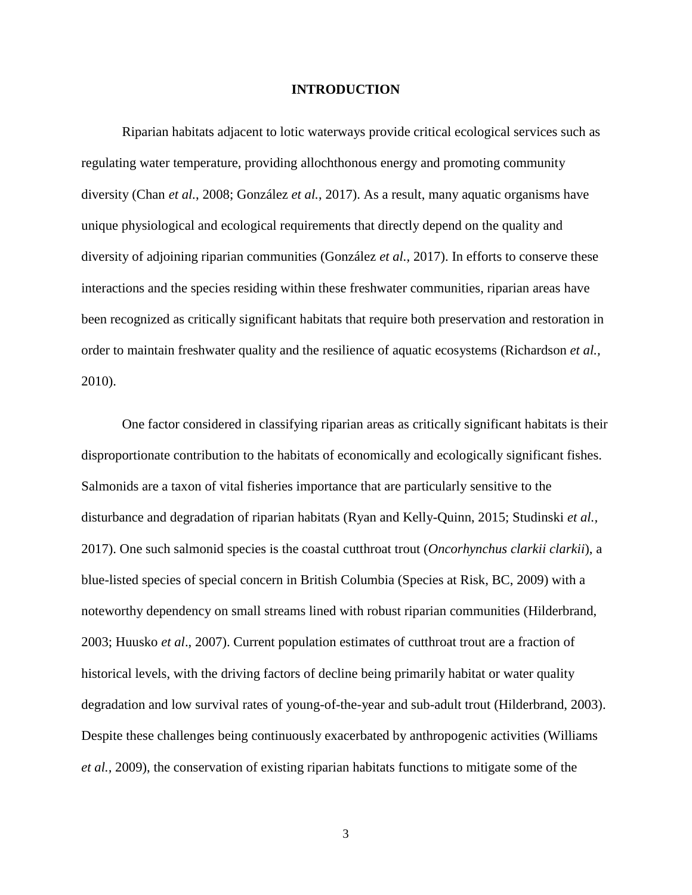# INTRODUCTION

Riparian habitats adjacent to lotic waterways provide critical ecological services such as regulating water temperature, providing allochthonous energy and promoting community diversity (Chan *et al.*, 2008; González *et al.*, 2017). As a result, many aquatic organisms have unique physiological and ecological requirements that directly depend on the quality and diversity of adjoining riparian communities (González *et al.*, 2017). In efforts to conserve these interactions and the species residing within these freshwater communities, riparian areas have been recognized as critically significant habitats that require both preservation and restoration in order to maintain freshwater quality and the resilience of aquatic ecosystems (Richardson *et al.*, 2010).

One factor considered in classifying riparian areas as critically significant habitats is their disproportionate contribution to the habitats of economically and ecologically significant fishes. Salmonids are a taxon of vital fisheries importance that are particularly sensitive to the disturbance and degradation of riparian habitats (Ryan and Kelly-Quinn, 2015; Studinski *et al.*, 2017). One such salmonid species is the coastal cutthroat trout (*Oncorhynchus clarkii clarkii*), a blue-listed species of special concern in British Columbia (Species at Risk, BC, 2009) with a noteworthy dependency on small streams lined with robust riparian communities (Hilderbrand, 2003; Huusko *et al*., 2007). Current population estimates of cutthroat trout are a fraction of historical levels, with the driving factors of decline being primarily habitat or water quality degradation and low survival rates of young-of-the-year and sub-adult trout (Hilderbrand, 2003). Despite these challenges being continuously exacerbated by anthropogenic activities (Williams *et al.*, 2009), the conservation of existing riparian habitats functions to mitigate some of the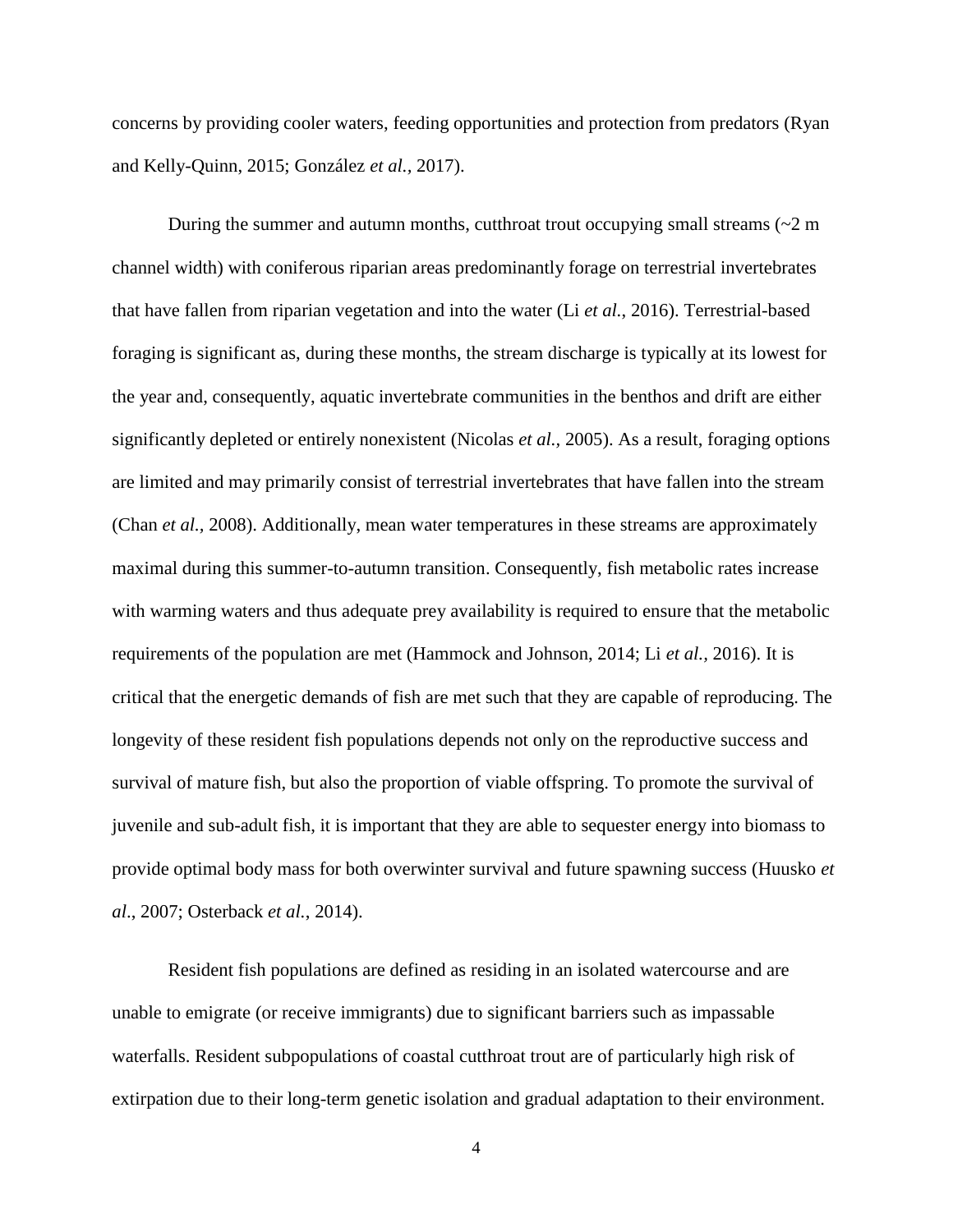concerns by providing cooler waters, feeding opportunities and protection from predators (Ryan and Kelly-Quinn, 2015; González *et al.*, 2017).

During the summer and autumn months, cutthroat trout occupying small streams (~2 m channel width) with coniferous riparian areas predominantly forage on terrestrial invertebrates that have fallen from riparian vegetation and into the water (Li *et al.*, 2016). Terrestrial-based foraging is significant as, during these months, the stream discharge is typically at its lowest for the year and, consequently, aquatic invertebrate communities in the benthos and drift are either significantly depleted or entirely nonexistent (Nicolas *et al.*, 2005). As a result, foraging options are limited and may primarily consist of terrestrial invertebrates that have fallen into the stream (Chan *et al.*, 2008). Additionally, mean water temperatures in these streams are approximately maximal during this summer-to-autumn transition. Consequently, fish metabolic rates increase with warming waters and thus adequate prey availability is required to ensure that the metabolic requirements of the population are met (Hammock and Johnson, 2014; Li *et al.*, 2016). It is critical that the energetic demands of fish are met such that they are capable of reproducing. The longevity of these resident fish populations depends not only on the reproductive success and survival of mature fish, but also the proportion of viable offspring. To promote the survival of juvenile and sub-adult fish, it is important that they are able to sequester energy into biomass to provide optimal body mass for both overwinter survival and future spawning success (Huusko *et al*., 2007; Osterback *et al.*, 2014).

Resident fish populations are defined as residing in an isolated watercourse and are unable to emigrate (or receive immigrants) due to significant barriers such as impassable waterfalls. Resident subpopulations of coastal cutthroat trout are of particularly high risk of extirpation due to their long-term genetic isolation and gradual adaptation to their environment.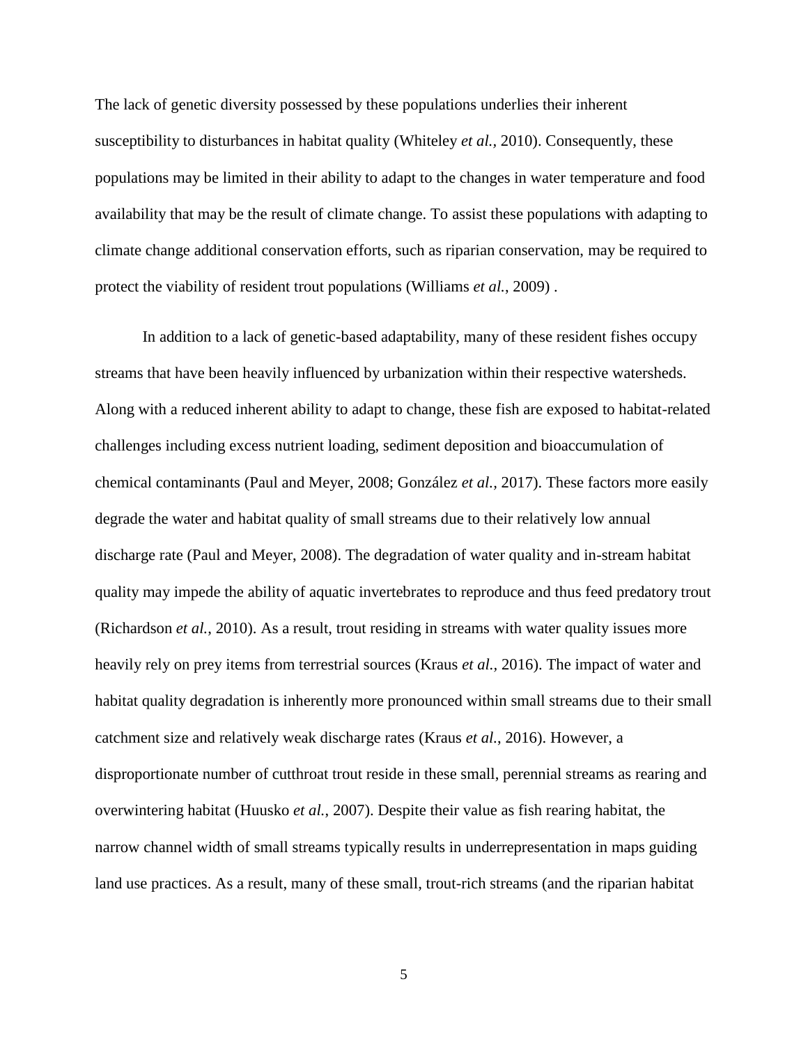The lack of genetic diversity possessed by these populations underlies their inherent susceptibility to disturbances in habitat quality (Whiteley *et al.,* 2010). Consequently, these populations may be limited in their ability to adapt to the changes in water temperature and food availability that may be the result of climate change. To assist these populations with adapting to climate change additional conservation efforts, such as riparian conservation, may be required to protect the viability of resident trout populations (Williams *et al.*, 2009) .

In addition to a lack of genetic-based adaptability, many of these resident fishes occupy streams that have been heavily influenced by urbanization within their respective watersheds. Along with a reduced inherent ability to adapt to change, these fish are exposed to habitat-related challenges including excess nutrient loading, sediment deposition and bioaccumulation of chemical contaminants (Paul and Meyer, 2008; González *et al.,* 2017). These factors more easily degrade the water and habitat quality of small streams due to their relatively low annual discharge rate (Paul and Meyer, 2008). The degradation of water quality and in-stream habitat quality may impede the ability of aquatic invertebrates to reproduce and thus feed predatory trout (Richardson *et al.*, 2010). As a result, trout residing in streams with water quality issues more heavily rely on prey items from terrestrial sources (Kraus *et al.,* 2016). The impact of water and habitat quality degradation is inherently more pronounced within small streams due to their small catchment size and relatively weak discharge rates (Kraus *et al.*, 2016). However, a disproportionate number of cutthroat trout reside in these small, perennial streams as rearing and overwintering habitat (Huusko *et al.*, 2007). Despite their value as fish rearing habitat, the narrow channel width of small streams typically results in underrepresentation in maps guiding land use practices. As a result, many of these small, trout-rich streams (and the riparian habitat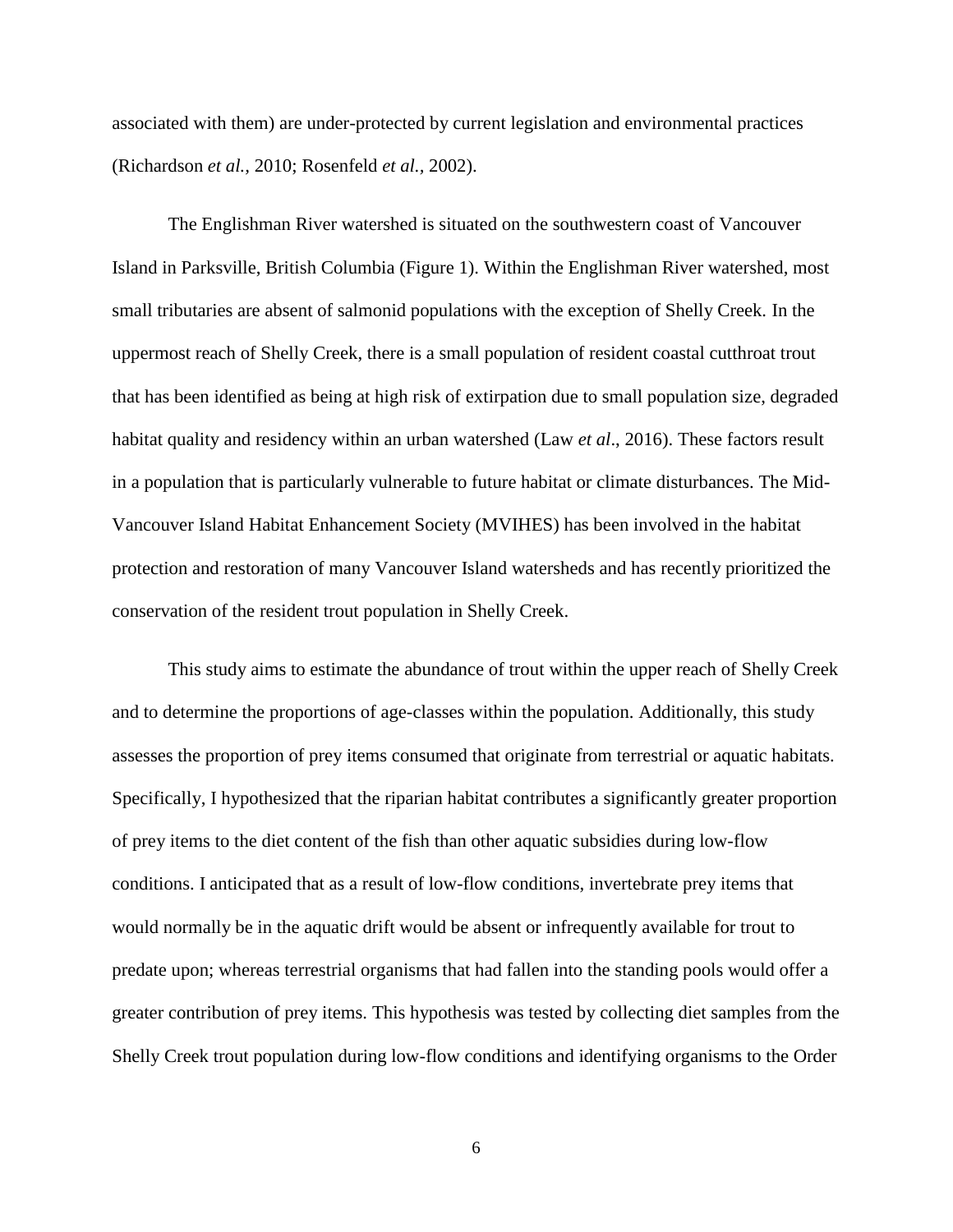associated with them) are under-protected by current legislation and environmental practices (Richardson *et al.,* 2010; Rosenfeld *et al.,* 2002).

The Englishman River watershed is situated on the southwestern coast of Vancouver Island in Parksville, British Columbia (Figure 1). Within the Englishman River watershed, most small tributaries are absent of salmonid populations with the exception of Shelly Creek. In the uppermost reach of Shelly Creek, there is a small population of resident coastal cutthroat trout that has been identified as being at high risk of extirpation due to small population size, degraded habitat quality and residency within an urban watershed (Law *et al*., 2016). These factors result in a population that is particularly vulnerable to future habitat or climate disturbances. The Mid-Vancouver Island Habitat Enhancement Society (MVIHES) has been involved in the habitat protection and restoration of many Vancouver Island watersheds and has recently prioritized the conservation of the resident trout population in Shelly Creek.

This study aims to estimate the abundance of trout within the upper reach of Shelly Creek and to determine the proportions of age-classes within the population. Additionally, this study assesses the proportion of prey items consumed that originate from terrestrial or aquatic habitats. Specifically, I hypothesized that the riparian habitat contributes a significantly greater proportion of prey items to the diet content of the fish than other aquatic subsidies during low-flow conditions. I anticipated that as a result of low-flow conditions, invertebrate prey items that would normally be in the aquatic drift would be absent or infrequently available for trout to predate upon; whereas terrestrial organisms that had fallen into the standing pools would offer a greater contribution of prey items. This hypothesis was tested by collecting diet samples from the Shelly Creek trout population during low-flow conditions and identifying organisms to the Order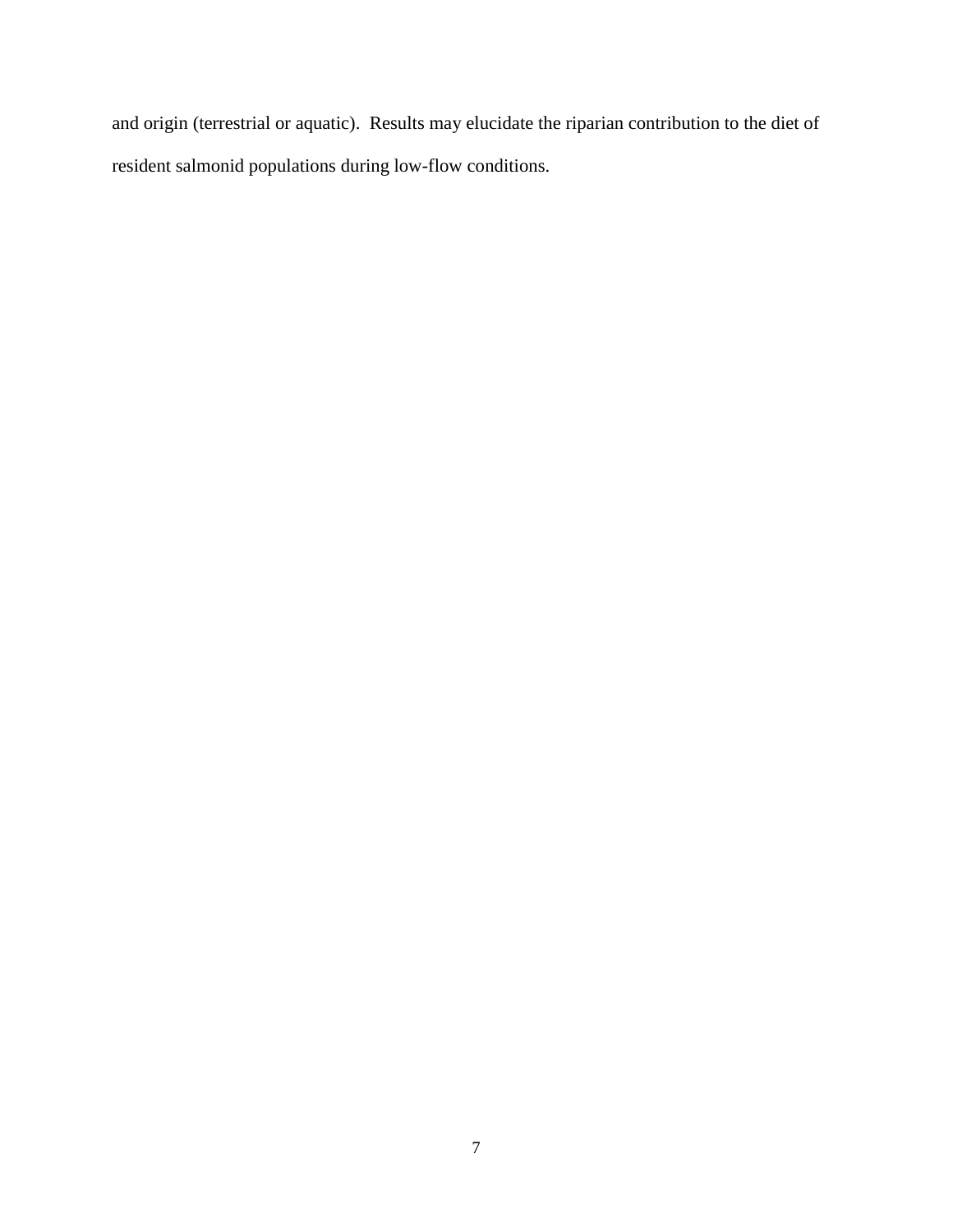and origin (terrestrial or aquatic). Results may elucidate the riparian contribution to the diet of resident salmonid populations during low-flow conditions.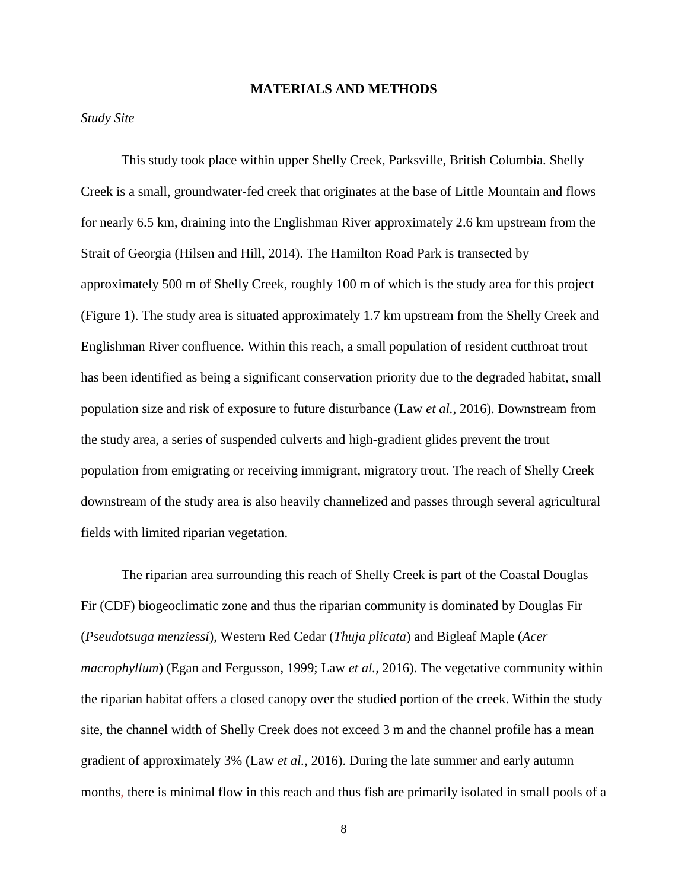# MATERIALS AND METHODS

*Study Site*

This study took place within upper Shelly Creek, Parksville, British Columbia. Shelly Creek is a small, groundwater-fed creek that originates at the base of Little Mountain and flows for nearly 6.5 km, draining into the Englishman River approximately 2.6 km upstream from the Strait of Georgia (Hilsen and Hill, 2014). The Hamilton Road Park is transected by approximately 500 m of Shelly Creek, roughly 100 m of which is the study area for this project (Figure 1). The study area is situated approximately 1.7 km upstream from the Shelly Creek and Englishman River confluence. Within this reach, a small population of resident cutthroat trout has been identified as being a significant conservation priority due to the degraded habitat, small population size and risk of exposure to future disturbance (Law *et al.*, 2016). Downstream from the study area, a series of suspended culverts and high-gradient glides prevent the trout population from emigrating or receiving immigrant, migratory trout. The reach of Shelly Creek downstream of the study area is also heavily channelized and passes through several agricultural fields with limited riparian vegetation.

The riparian area surrounding this reach of Shelly Creek is part of the Coastal Douglas Fir (CDF) biogeoclimatic zone and thus the riparian community is dominated by Douglas Fir (*Pseudotsuga menziessi*), Western Red Cedar (*Thuja plicata*) and Bigleaf Maple (*Acer macrophyllum*) (Egan and Fergusson, 1999; Law *et al.*, 2016). The vegetative community within the riparian habitat offers a closed canopy over the studied portion of the creek. Within the study site, the channel width of Shelly Creek does not exceed 3 m and the channel profile has a mean gradient of approximately 3% (Law *et al.*, 2016). During the late summer and early autumn months, there is minimal flow in this reach and thus fish are primarily isolated in small pools of a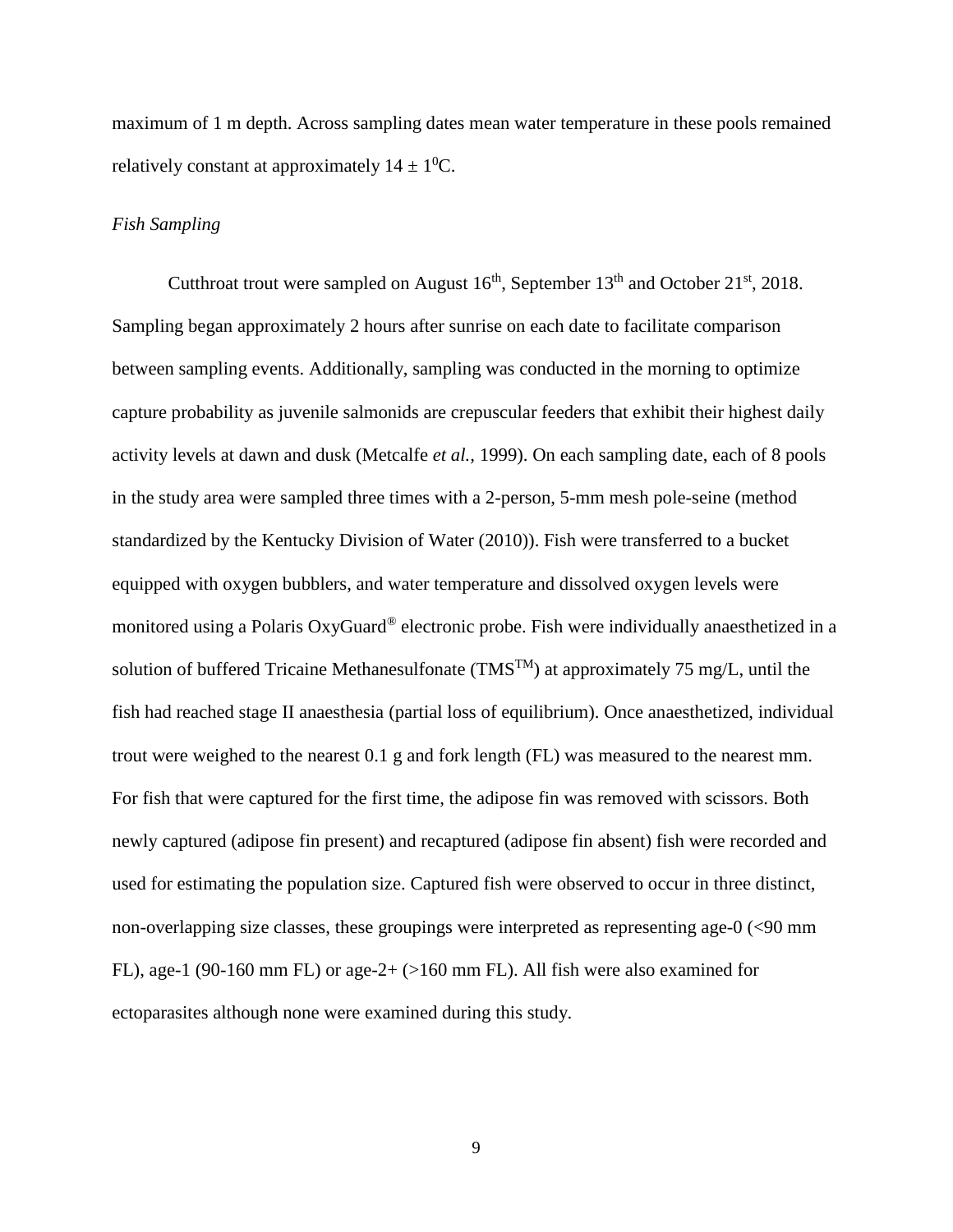maximum of 1 m depth. Across sampling dates mean water temperature in these pools remained relatively constant at approximately $14 \pm 1^0$C.

*Fish Sampling*

Cutthroat trout were sampled on August 16th, September 13th and October 21st, 2018. Sampling began approximately 2 hours after sunrise on each date to facilitate comparison between sampling events. Additionally, sampling was conducted in the morning to optimize capture probability as juvenile salmonids are crepuscular feeders that exhibit their highest daily activity levels at dawn and dusk (Metcalfe *et al.*, 1999). On each sampling date, each of 8 pools in the study area were sampled three times with a 2-person, 5-mm mesh pole-seine (method standardized by the Kentucky Division of Water (2010)). Fish were transferred to a bucket equipped with oxygen bubblers, and water temperature and dissolved oxygen levels were monitored using a Polaris OxyGuard® electronic probe. Fish were individually anaesthetized in a solution of buffered Tricaine Methanesulfonate (TMS™) at approximately 75 mg/L, until the fish had reached stage II anaesthesia (partial loss of equilibrium). Once anaesthetized, individual trout were weighed to the nearest 0.1 g and fork length (FL) was measured to the nearest mm. For fish that were captured for the first time, the adipose fin was removed with scissors. Both newly captured (adipose fin present) and recaptured (adipose fin absent) fish were recorded and used for estimating the population size. Captured fish were observed to occur in three distinct, non-overlapping size classes, these groupings were interpreted as representing age-0 (<90 mm FL), age-1 (90-160 mm FL) or age-2+ (>160 mm FL). All fish were also examined for ectoparasites although none were examined during this study.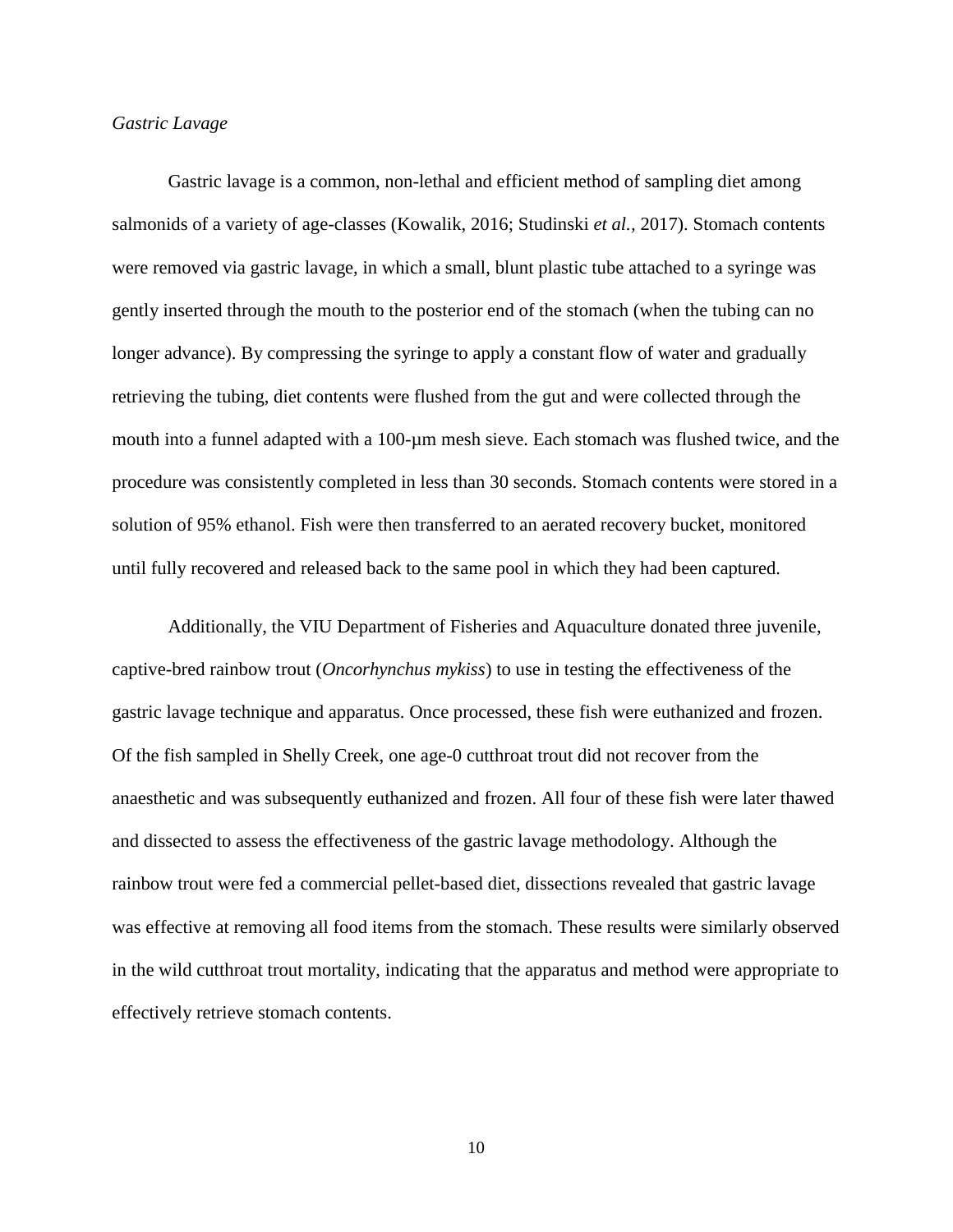*Gastric Lavage*

Gastric lavage is a common, non-lethal and efficient method of sampling diet among salmonids of a variety of age-classes (Kowalik, 2016; Studinski *et al.,* 2017). Stomach contents were removed via gastric lavage, in which a small, blunt plastic tube attached to a syringe was gently inserted through the mouth to the posterior end of the stomach (when the tubing can no longer advance). By compressing the syringe to apply a constant flow of water and gradually retrieving the tubing, diet contents were flushed from the gut and were collected through the mouth into a funnel adapted with a 100-µm mesh sieve. Each stomach was flushed twice, and the procedure was consistently completed in less than 30 seconds. Stomach contents were stored in a solution of 95% ethanol. Fish were then transferred to an aerated recovery bucket, monitored until fully recovered and released back to the same pool in which they had been captured.

Additionally, the VIU Department of Fisheries and Aquaculture donated three juvenile, captive-bred rainbow trout (*Oncorhynchus mykiss*) to use in testing the effectiveness of the gastric lavage technique and apparatus. Once processed, these fish were euthanized and frozen. Of the fish sampled in Shelly Creek, one age-0 cutthroat trout did not recover from the anaesthetic and was subsequently euthanized and frozen. All four of these fish were later thawed and dissected to assess the effectiveness of the gastric lavage methodology. Although the rainbow trout were fed a commercial pellet-based diet, dissections revealed that gastric lavage was effective at removing all food items from the stomach. These results were similarly observed in the wild cutthroat trout mortality, indicating that the apparatus and method were appropriate to effectively retrieve stomach contents.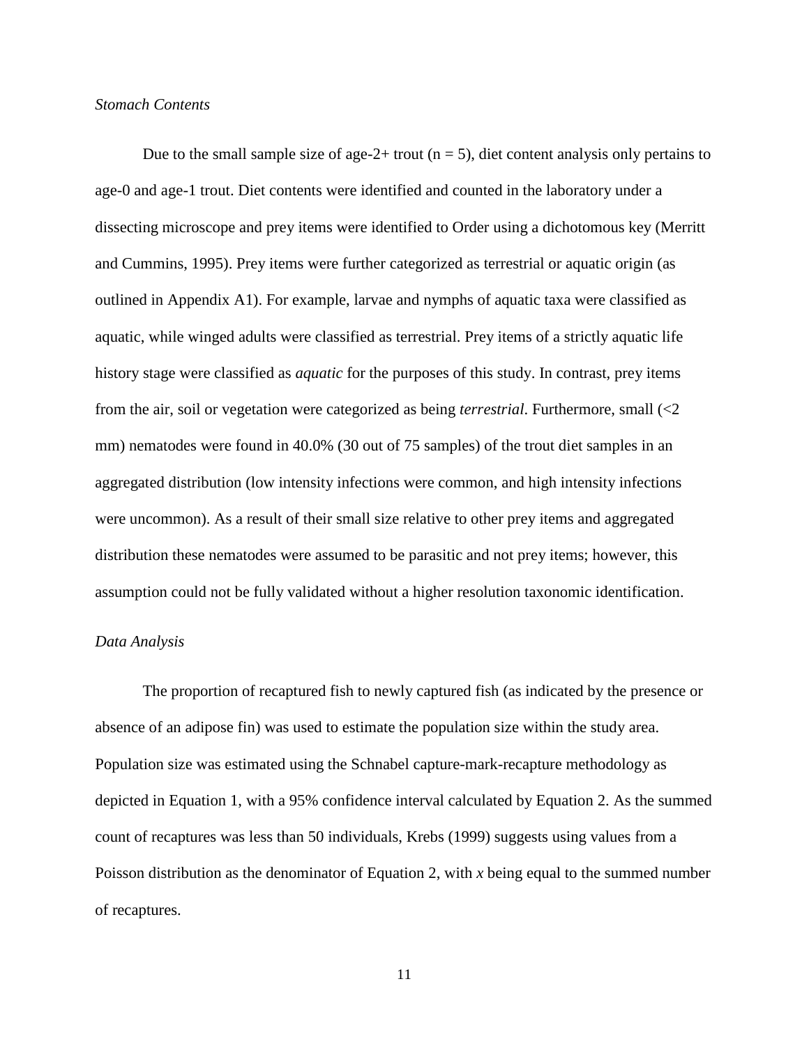*Stomach Contents*

Due to the small sample size of age-2+ trout ($n = 5$), diet content analysis only pertains to age-0 and age-1 trout. Diet contents were identified and counted in the laboratory under a dissecting microscope and prey items were identified to Order using a dichotomous key (Merritt and Cummins, 1995). Prey items were further categorized as terrestrial or aquatic origin (as outlined in Appendix A1). For example, larvae and nymphs of aquatic taxa were classified as aquatic, while winged adults were classified as terrestrial. Prey items of a strictly aquatic life history stage were classified as *aquatic* for the purposes of this study. In contrast, prey items from the air, soil or vegetation were categorized as being *terrestrial*. Furthermore, small (<2 mm) nematodes were found in 40.0% (30 out of 75 samples) of the trout diet samples in an aggregated distribution (low intensity infections were common, and high intensity infections were uncommon). As a result of their small size relative to other prey items and aggregated distribution these nematodes were assumed to be parasitic and not prey items; however, this assumption could not be fully validated without a higher resolution taxonomic identification.

*Data Analysis*

The proportion of recaptured fish to newly captured fish (as indicated by the presence or absence of an adipose fin) was used to estimate the population size within the study area. Population size was estimated using the Schnabel capture-mark-recapture methodology as depicted in Equation 1, with a 95% confidence interval calculated by Equation 2. As the summed count of recaptures was less than 50 individuals, Krebs (1999) suggests using values from a Poisson distribution as the denominator of Equation 2, with $x$ being equal to the summed number of recaptures.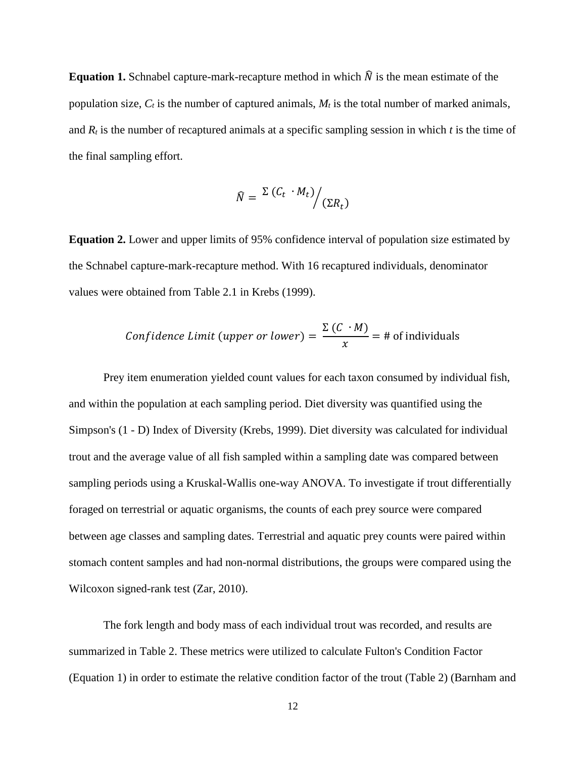**Equation 1.** Schnabel capture-mark-recapture method in which $\widehat{N}$ is the mean estimate of the population size, $C_t$ is the number of captured animals, $M_t$ is the total number of marked animals, and $R_t$ is the number of recaptured animals at a specific sampling session in which $t$ is the time of the final sampling effort.

$$\widehat{N} = {}^{\Sigma\,(C_t\ \cdot M_t)}\big/_{(\Sigma R_t)}$$

**Equation 2.** Lower and upper limits of 95% confidence interval of population size estimated by the Schnabel capture-mark-recapture method. With 16 recaptured individuals, denominator values were obtained from Table 2.1 in Krebs (1999).

$$Confidence\ Limit\ (upper\ or\ lower) = \frac{\Sigma\,(C\ \cdot M)}{x} = \text{\# of individuals}$$

Prey item enumeration yielded count values for each taxon consumed by individual fish, and within the population at each sampling period. Diet diversity was quantified using the Simpson's (1 - D) Index of Diversity (Krebs, 1999). Diet diversity was calculated for individual trout and the average value of all fish sampled within a sampling date was compared between sampling periods using a Kruskal-Wallis one-way ANOVA. To investigate if trout differentially foraged on terrestrial or aquatic organisms, the counts of each prey source were compared between age classes and sampling dates. Terrestrial and aquatic prey counts were paired within stomach content samples and had non-normal distributions, the groups were compared using the Wilcoxon signed-rank test (Zar, 2010).

The fork length and body mass of each individual trout was recorded, and results are summarized in Table 2. These metrics were utilized to calculate Fulton's Condition Factor (Equation 1) in order to estimate the relative condition factor of the trout (Table 2) (Barnham and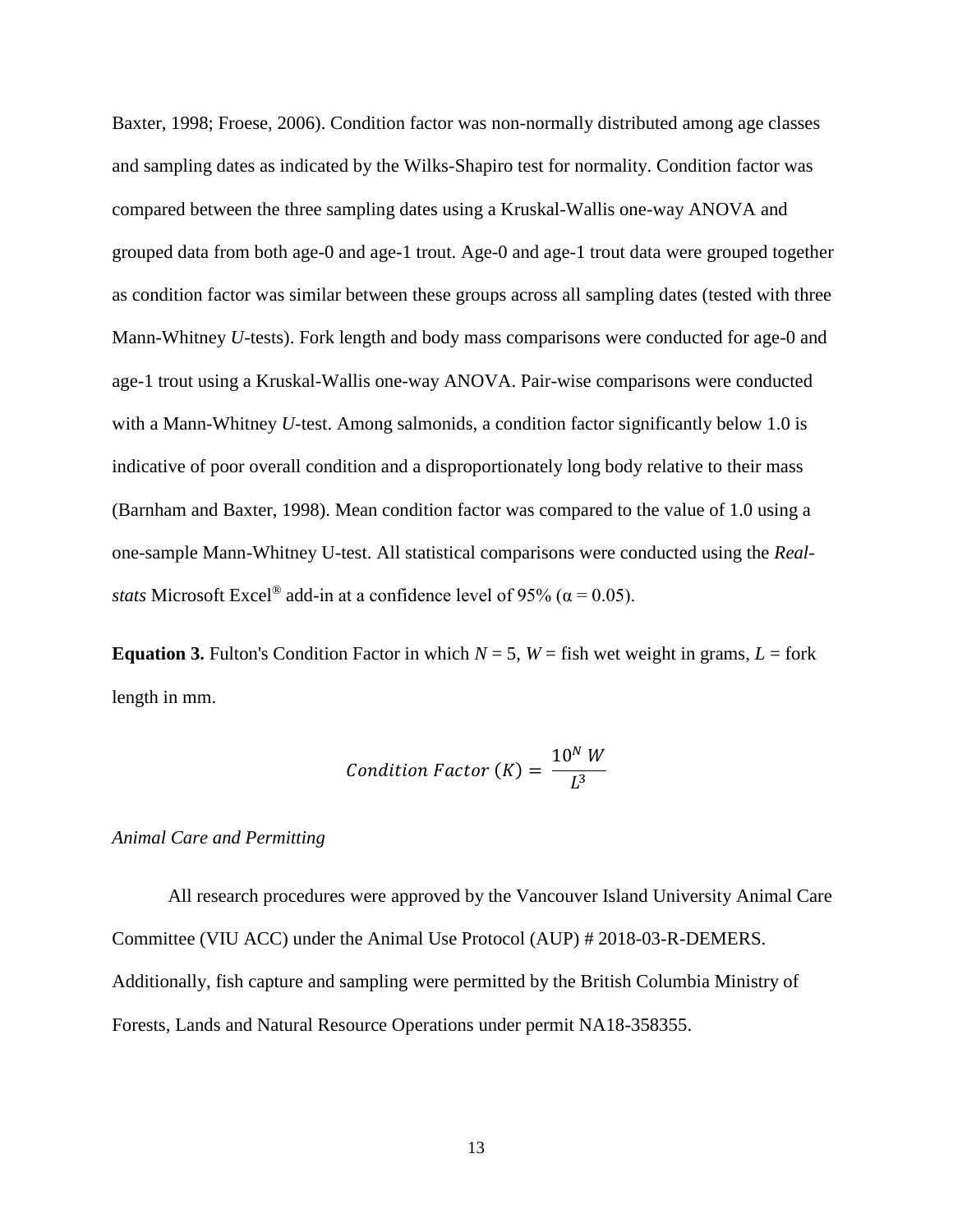Baxter, 1998; Froese, 2006). Condition factor was non-normally distributed among age classes and sampling dates as indicated by the Wilks-Shapiro test for normality. Condition factor was compared between the three sampling dates using a Kruskal-Wallis one-way ANOVA and grouped data from both age-0 and age-1 trout. Age-0 and age-1 trout data were grouped together as condition factor was similar between these groups across all sampling dates (tested with three Mann-Whitney *U*-tests). Fork length and body mass comparisons were conducted for age-0 and age-1 trout using a Kruskal-Wallis one-way ANOVA. Pair-wise comparisons were conducted with a Mann-Whitney *U*-test. Among salmonids, a condition factor significantly below 1.0 is indicative of poor overall condition and a disproportionately long body relative to their mass (Barnham and Baxter, 1998). Mean condition factor was compared to the value of 1.0 using a one-sample Mann-Whitney U-test. All statistical comparisons were conducted using the *Real-stats* Microsoft Excel® add-in at a confidence level of 95% ($\alpha = 0.05$).

**Equation 3.** Fulton's Condition Factor in which $N = 5$, $W$ = fish wet weight in grams, $L$ = fork length in mm.

$$Condition\ Factor\ (K) = \frac{10^{N}\ W}{L^{3}}$$

*Animal Care and Permitting*

All research procedures were approved by the Vancouver Island University Animal Care Committee (VIU ACC) under the Animal Use Protocol (AUP) # 2018-03-R-DEMERS. Additionally, fish capture and sampling were permitted by the British Columbia Ministry of Forests, Lands and Natural Resource Operations under permit NA18-358355.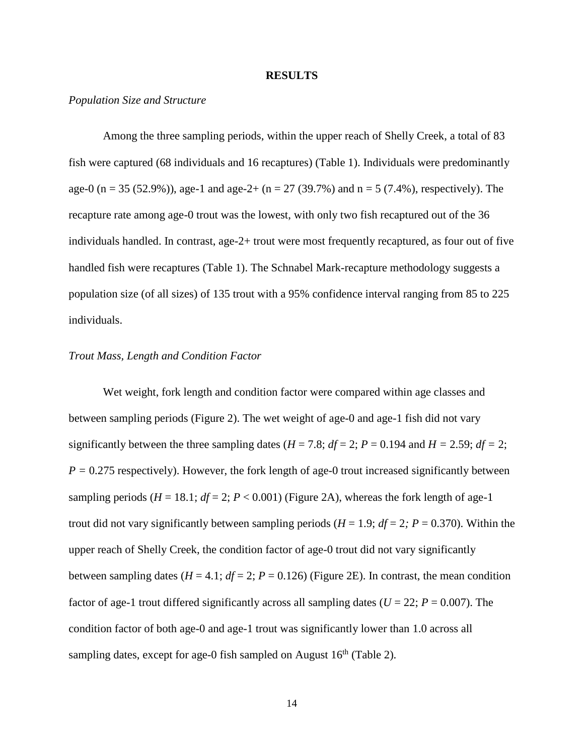## RESULTS

### *Population Size and Structure*

Among the three sampling periods, within the upper reach of Shelly Creek, a total of 83 fish were captured (68 individuals and 16 recaptures) (Table 1). Individuals were predominantly age-0 (n = 35 (52.9%)), age-1 and age-2+ (n = 27 (39.7%) and n = 5 (7.4%), respectively). The recapture rate among age-0 trout was the lowest, with only two fish recaptured out of the 36 individuals handled. In contrast, age-2+ trout were most frequently recaptured, as four out of five handled fish were recaptures (Table 1). The Schnabel Mark-recapture methodology suggests a population size (of all sizes) of 135 trout with a 95% confidence interval ranging from 85 to 225 individuals.

### *Trout Mass, Length and Condition Factor*

Wet weight, fork length and condition factor were compared within age classes and between sampling periods (Figure 2). The wet weight of age-0 and age-1 fish did not vary significantly between the three sampling dates ($H = 7.8$; $df = 2$; $P = 0.194$ and $H = 2.59$; $df = 2$; $P = 0.275$ respectively). However, the fork length of age-0 trout increased significantly between sampling periods ($H = 18.1$; $df = 2$; $P < 0.001$) (Figure 2A), whereas the fork length of age-1 trout did not vary significantly between sampling periods ($H = 1.9$; $df = 2$; $P = 0.370$). Within the upper reach of Shelly Creek, the condition factor of age-0 trout did not vary significantly between sampling dates ($H = 4.1$; $df = 2$; $P = 0.126$) (Figure 2E). In contrast, the mean condition factor of age-1 trout differed significantly across all sampling dates ($U = 22$; $P = 0.007$). The condition factor of both age-0 and age-1 trout was significantly lower than 1.0 across all sampling dates, except for age-0 fish sampled on August 16$^{th}$ (Table 2).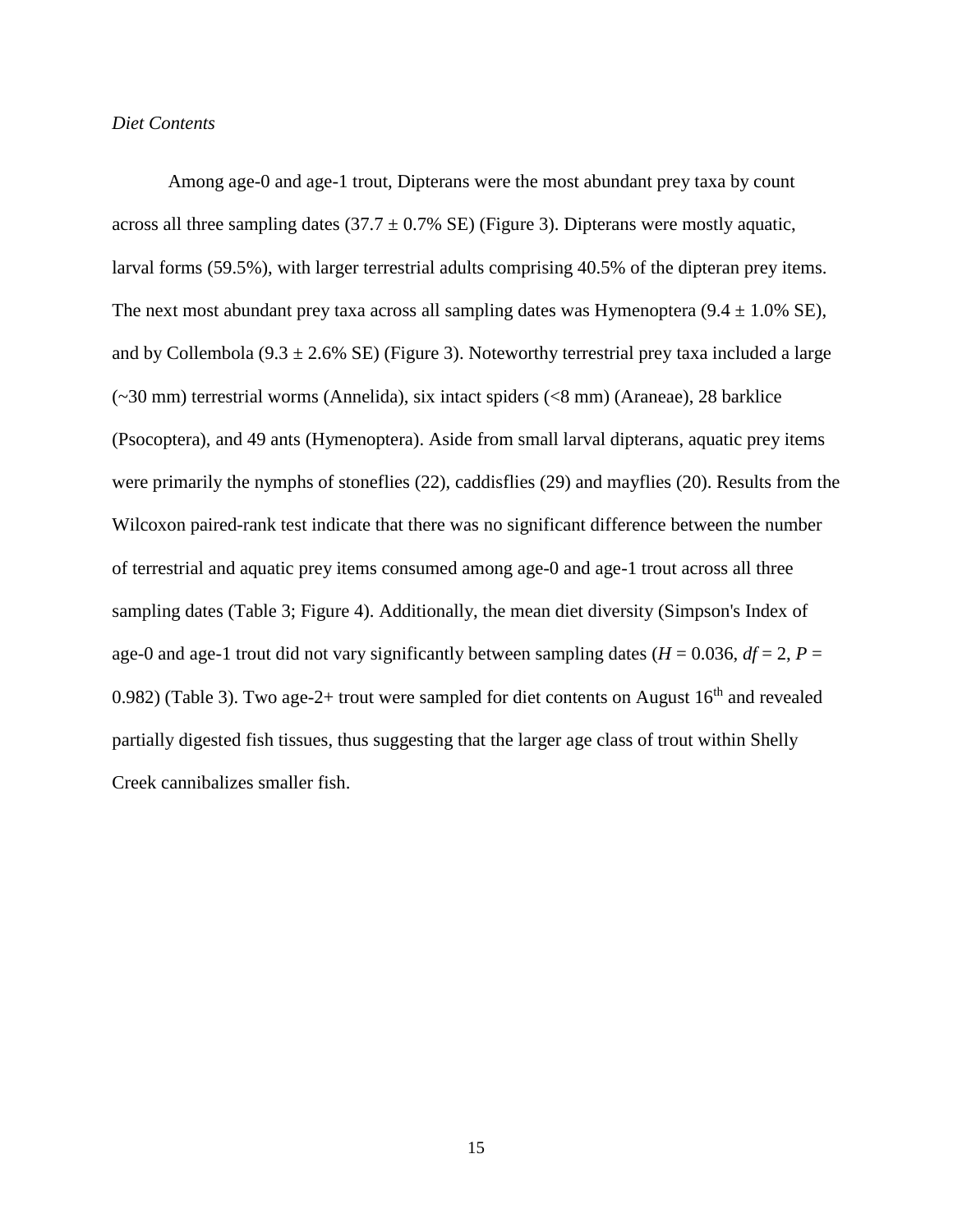*Diet Contents*

Among age-0 and age-1 trout, Dipterans were the most abundant prey taxa by count across all three sampling dates (37.7 ± 0.7% SE) (Figure 3). Dipterans were mostly aquatic, larval forms (59.5%), with larger terrestrial adults comprising 40.5% of the dipteran prey items. The next most abundant prey taxa across all sampling dates was Hymenoptera (9.4 ± 1.0% SE), and by Collembola (9.3 ± 2.6% SE) (Figure 3). Noteworthy terrestrial prey taxa included a large (~30 mm) terrestrial worms (Annelida), six intact spiders (<8 mm) (Araneae), 28 barklice (Psocoptera), and 49 ants (Hymenoptera). Aside from small larval dipterans, aquatic prey items were primarily the nymphs of stoneflies (22), caddisflies (29) and mayflies (20). Results from the Wilcoxon paired-rank test indicate that there was no significant difference between the number of terrestrial and aquatic prey items consumed among age-0 and age-1 trout across all three sampling dates (Table 3; Figure 4). Additionally, the mean diet diversity (Simpson's Index of age-0 and age-1 trout did not vary significantly between sampling dates ($H$ = 0.036, $df$ = 2, $P$ = 0.982) (Table 3). Two age-2+ trout were sampled for diet contents on August 16th and revealed partially digested fish tissues, thus suggesting that the larger age class of trout within Shelly Creek cannibalizes smaller fish.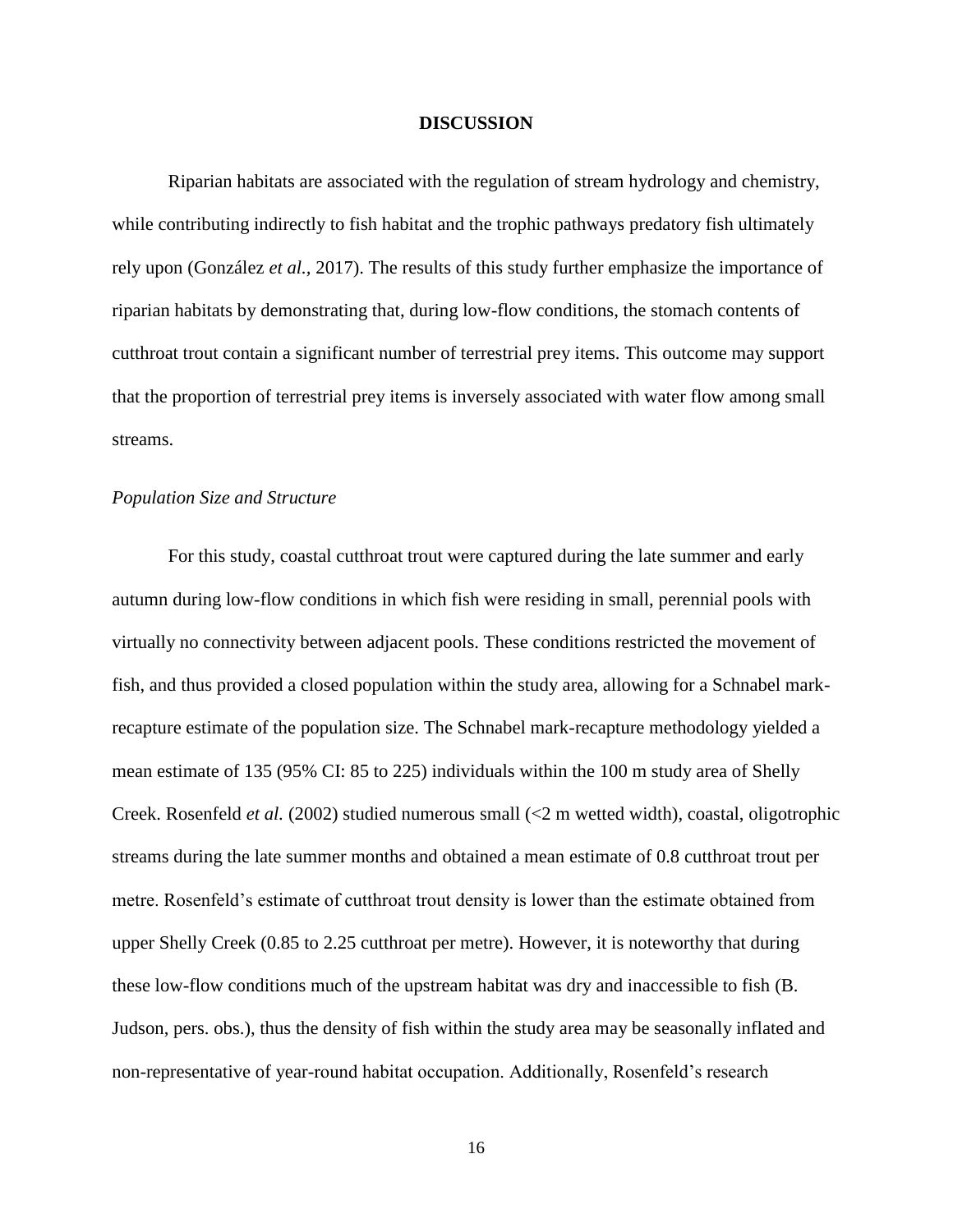## DISCUSSION

Riparian habitats are associated with the regulation of stream hydrology and chemistry, while contributing indirectly to fish habitat and the trophic pathways predatory fish ultimately rely upon (González *et al.,* 2017). The results of this study further emphasize the importance of riparian habitats by demonstrating that, during low-flow conditions, the stomach contents of cutthroat trout contain a significant number of terrestrial prey items. This outcome may support that the proportion of terrestrial prey items is inversely associated with water flow among small streams.

### *Population Size and Structure*

For this study, coastal cutthroat trout were captured during the late summer and early autumn during low-flow conditions in which fish were residing in small, perennial pools with virtually no connectivity between adjacent pools. These conditions restricted the movement of fish, and thus provided a closed population within the study area, allowing for a Schnabel mark-recapture estimate of the population size. The Schnabel mark-recapture methodology yielded a mean estimate of 135 (95% CI: 85 to 225) individuals within the 100 m study area of Shelly Creek. Rosenfeld *et al.* (2002) studied numerous small (<2 m wetted width), coastal, oligotrophic streams during the late summer months and obtained a mean estimate of 0.8 cutthroat trout per metre. Rosenfeld's estimate of cutthroat trout density is lower than the estimate obtained from upper Shelly Creek (0.85 to 2.25 cutthroat per metre). However, it is noteworthy that during these low-flow conditions much of the upstream habitat was dry and inaccessible to fish (B. Judson, pers. obs.), thus the density of fish within the study area may be seasonally inflated and non-representative of year-round habitat occupation. Additionally, Rosenfeld's research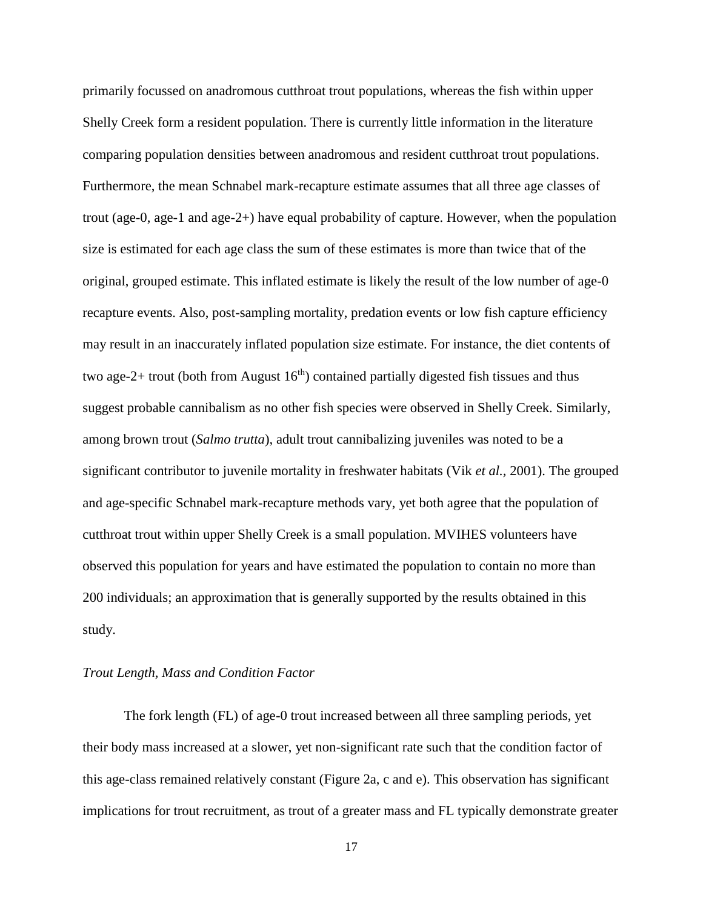primarily focussed on anadromous cutthroat trout populations, whereas the fish within upper Shelly Creek form a resident population. There is currently little information in the literature comparing population densities between anadromous and resident cutthroat trout populations. Furthermore, the mean Schnabel mark-recapture estimate assumes that all three age classes of trout (age-0, age-1 and age-2+) have equal probability of capture. However, when the population size is estimated for each age class the sum of these estimates is more than twice that of the original, grouped estimate. This inflated estimate is likely the result of the low number of age-0 recapture events. Also, post-sampling mortality, predation events or low fish capture efficiency may result in an inaccurately inflated population size estimate. For instance, the diet contents of two age-2+ trout (both from August 16$^{th}$) contained partially digested fish tissues and thus suggest probable cannibalism as no other fish species were observed in Shelly Creek. Similarly, among brown trout (*Salmo trutta*), adult trout cannibalizing juveniles was noted to be a significant contributor to juvenile mortality in freshwater habitats (Vik *et al.*, 2001). The grouped and age-specific Schnabel mark-recapture methods vary, yet both agree that the population of cutthroat trout within upper Shelly Creek is a small population. MVIHES volunteers have observed this population for years and have estimated the population to contain no more than 200 individuals; an approximation that is generally supported by the results obtained in this study.

### *Trout Length, Mass and Condition Factor*

The fork length (FL) of age-0 trout increased between all three sampling periods, yet their body mass increased at a slower, yet non-significant rate such that the condition factor of this age-class remained relatively constant (Figure 2a, c and e). This observation has significant implications for trout recruitment, as trout of a greater mass and FL typically demonstrate greater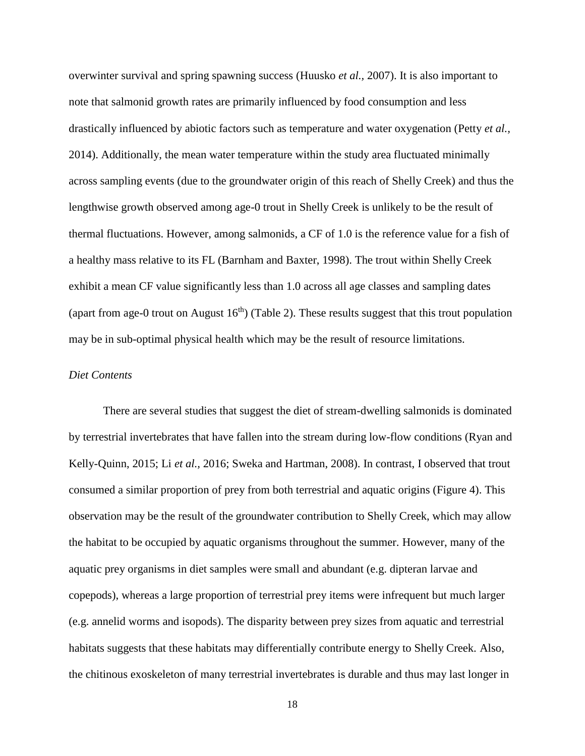overwinter survival and spring spawning success (Huusko *et al.*, 2007). It is also important to note that salmonid growth rates are primarily influenced by food consumption and less drastically influenced by abiotic factors such as temperature and water oxygenation (Petty *et al.*, 2014). Additionally, the mean water temperature within the study area fluctuated minimally across sampling events (due to the groundwater origin of this reach of Shelly Creek) and thus the lengthwise growth observed among age-0 trout in Shelly Creek is unlikely to be the result of thermal fluctuations. However, among salmonids, a CF of 1.0 is the reference value for a fish of a healthy mass relative to its FL (Barnham and Baxter, 1998). The trout within Shelly Creek exhibit a mean CF value significantly less than 1.0 across all age classes and sampling dates (apart from age-0 trout on August 16$^{th}$) (Table 2). These results suggest that this trout population may be in sub-optimal physical health which may be the result of resource limitations.

*Diet Contents*

There are several studies that suggest the diet of stream-dwelling salmonids is dominated by terrestrial invertebrates that have fallen into the stream during low-flow conditions (Ryan and Kelly-Quinn, 2015; Li *et al.*, 2016; Sweka and Hartman, 2008). In contrast, I observed that trout consumed a similar proportion of prey from both terrestrial and aquatic origins (Figure 4). This observation may be the result of the groundwater contribution to Shelly Creek, which may allow the habitat to be occupied by aquatic organisms throughout the summer. However, many of the aquatic prey organisms in diet samples were small and abundant (e.g. dipteran larvae and copepods), whereas a large proportion of terrestrial prey items were infrequent but much larger (e.g. annelid worms and isopods). The disparity between prey sizes from aquatic and terrestrial habitats suggests that these habitats may differentially contribute energy to Shelly Creek. Also, the chitinous exoskeleton of many terrestrial invertebrates is durable and thus may last longer in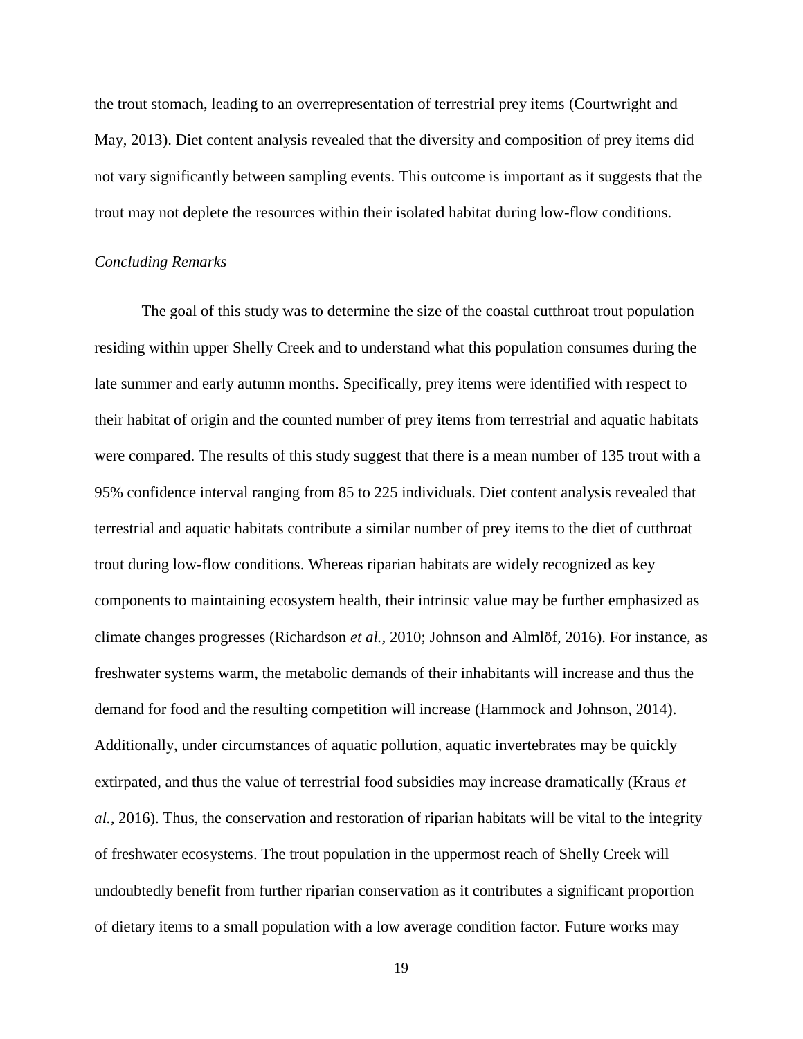the trout stomach, leading to an overrepresentation of terrestrial prey items (Courtwright and May, 2013). Diet content analysis revealed that the diversity and composition of prey items did not vary significantly between sampling events. This outcome is important as it suggests that the trout may not deplete the resources within their isolated habitat during low-flow conditions.

*Concluding Remarks*

The goal of this study was to determine the size of the coastal cutthroat trout population residing within upper Shelly Creek and to understand what this population consumes during the late summer and early autumn months. Specifically, prey items were identified with respect to their habitat of origin and the counted number of prey items from terrestrial and aquatic habitats were compared. The results of this study suggest that there is a mean number of 135 trout with a 95% confidence interval ranging from 85 to 225 individuals. Diet content analysis revealed that terrestrial and aquatic habitats contribute a similar number of prey items to the diet of cutthroat trout during low-flow conditions. Whereas riparian habitats are widely recognized as key components to maintaining ecosystem health, their intrinsic value may be further emphasized as climate changes progresses (Richardson *et al.*, 2010; Johnson and Almlöf, 2016). For instance, as freshwater systems warm, the metabolic demands of their inhabitants will increase and thus the demand for food and the resulting competition will increase (Hammock and Johnson, 2014). Additionally, under circumstances of aquatic pollution, aquatic invertebrates may be quickly extirpated, and thus the value of terrestrial food subsidies may increase dramatically (Kraus *et al.*, 2016). Thus, the conservation and restoration of riparian habitats will be vital to the integrity of freshwater ecosystems. The trout population in the uppermost reach of Shelly Creek will undoubtedly benefit from further riparian conservation as it contributes a significant proportion of dietary items to a small population with a low average condition factor. Future works may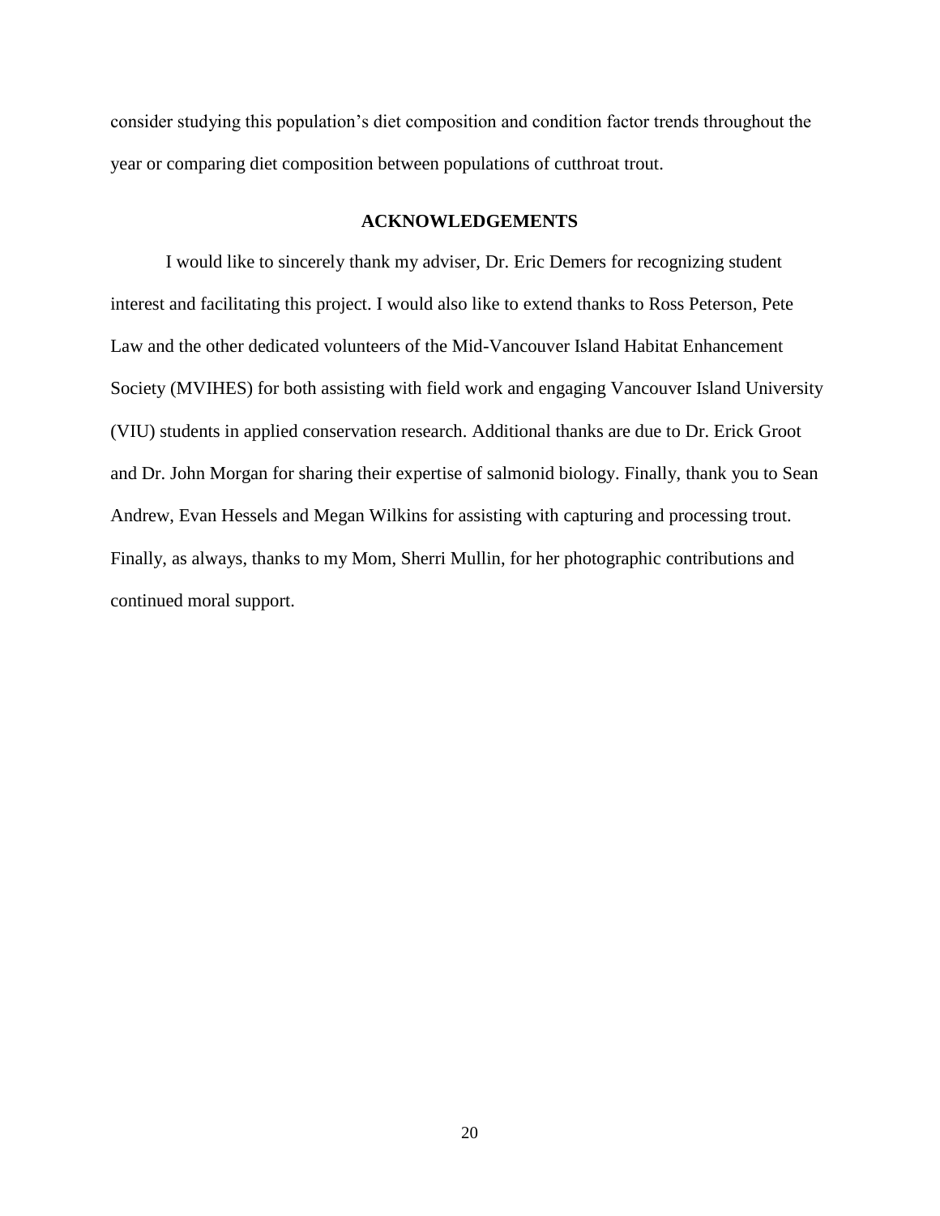consider studying this population's diet composition and condition factor trends throughout the year or comparing diet composition between populations of cutthroat trout.

## ACKNOWLEDGEMENTS

I would like to sincerely thank my adviser, Dr. Eric Demers for recognizing student interest and facilitating this project. I would also like to extend thanks to Ross Peterson, Pete Law and the other dedicated volunteers of the Mid-Vancouver Island Habitat Enhancement Society (MVIHES) for both assisting with field work and engaging Vancouver Island University (VIU) students in applied conservation research. Additional thanks are due to Dr. Erick Groot and Dr. John Morgan for sharing their expertise of salmonid biology. Finally, thank you to Sean Andrew, Evan Hessels and Megan Wilkins for assisting with capturing and processing trout. Finally, as always, thanks to my Mom, Sherri Mullin, for her photographic contributions and continued moral support.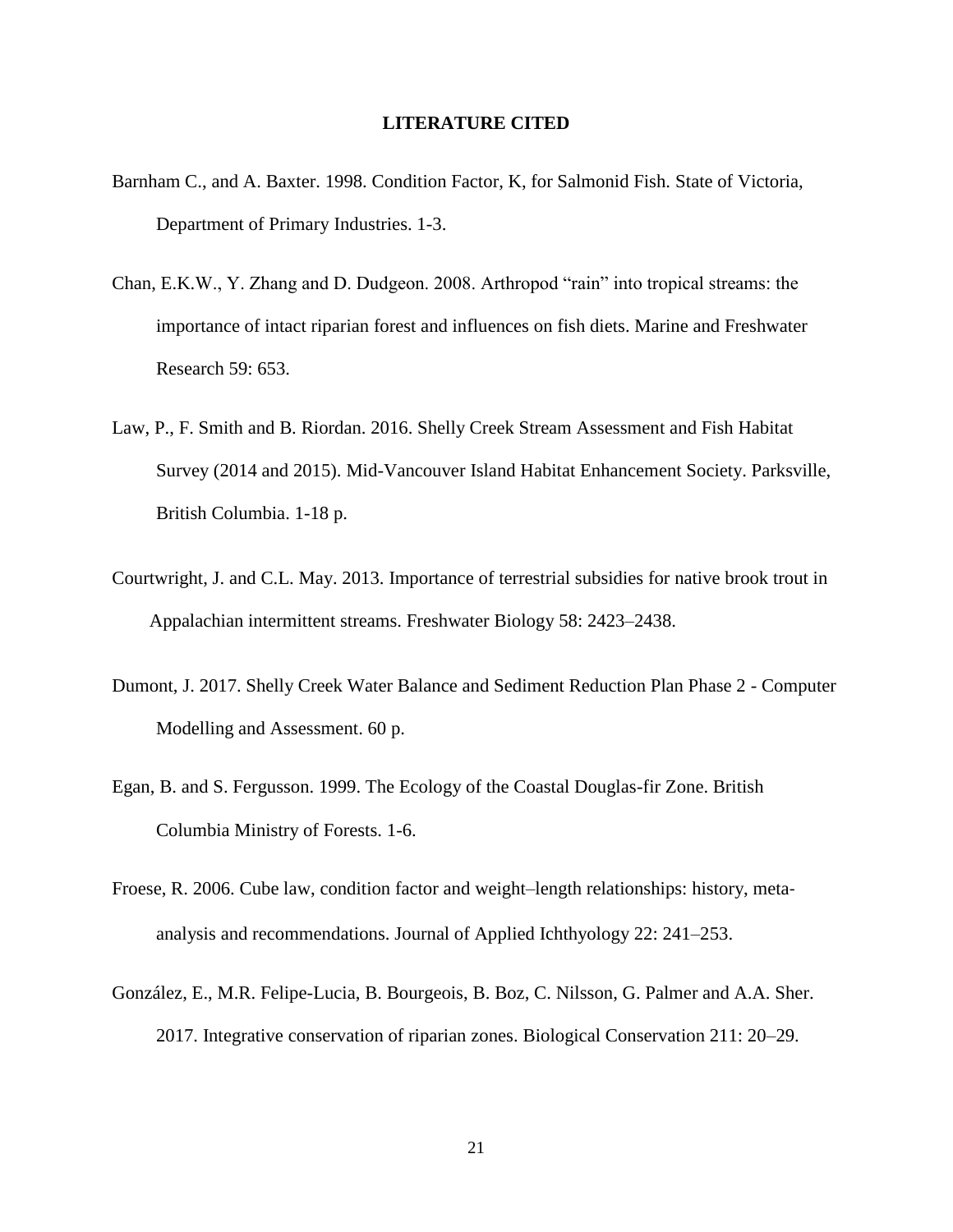# LITERATURE CITED

Barnham C., and A. Baxter. 1998. Condition Factor, K, for Salmonid Fish. State of Victoria, Department of Primary Industries. 1-3.

Chan, E.K.W., Y. Zhang and D. Dudgeon. 2008. Arthropod "rain" into tropical streams: the importance of intact riparian forest and influences on fish diets. Marine and Freshwater Research 59: 653.

Law, P., F. Smith and B. Riordan. 2016. Shelly Creek Stream Assessment and Fish Habitat Survey (2014 and 2015). Mid-Vancouver Island Habitat Enhancement Society. Parksville, British Columbia. 1-18 p.

Courtwright, J. and C.L. May. 2013. Importance of terrestrial subsidies for native brook trout in Appalachian intermittent streams. Freshwater Biology 58: 2423–2438.

Dumont, J. 2017. Shelly Creek Water Balance and Sediment Reduction Plan Phase 2 - Computer Modelling and Assessment. 60 p.

Egan, B. and S. Fergusson. 1999. The Ecology of the Coastal Douglas-fir Zone. British Columbia Ministry of Forests. 1-6.

Froese, R. 2006. Cube law, condition factor and weight–length relationships: history, meta-analysis and recommendations. Journal of Applied Ichthyology 22: 241–253.

González, E., M.R. Felipe-Lucia, B. Bourgeois, B. Boz, C. Nilsson, G. Palmer and A.A. Sher. 2017. Integrative conservation of riparian zones. Biological Conservation 211: 20–29.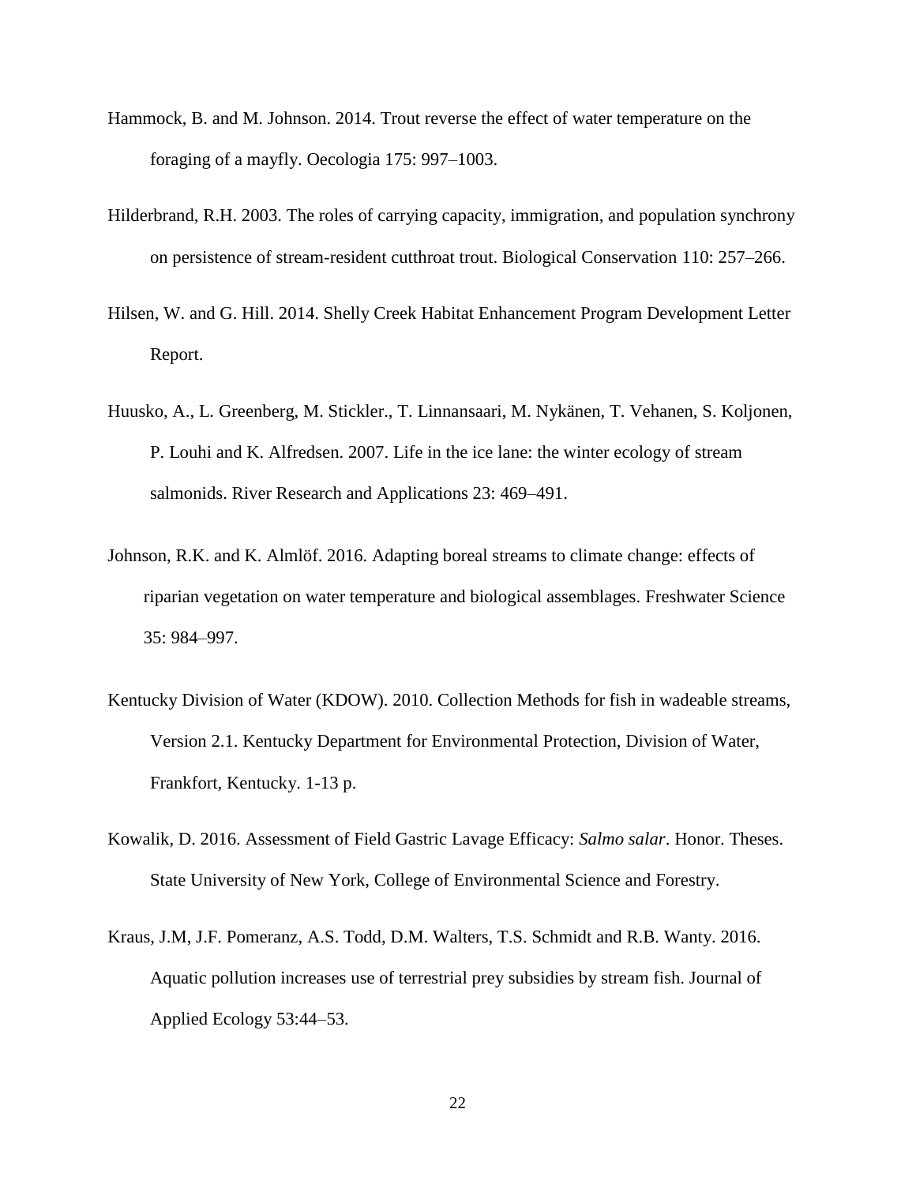Hammock, B. and M. Johnson. 2014. Trout reverse the effect of water temperature on the foraging of a mayfly. Oecologia 175: 997–1003.

Hilderbrand, R.H. 2003. The roles of carrying capacity, immigration, and population synchrony on persistence of stream-resident cutthroat trout. Biological Conservation 110: 257–266.

Hilsen, W. and G. Hill. 2014. Shelly Creek Habitat Enhancement Program Development Letter Report.

Huusko, A., L. Greenberg, M. Stickler., T. Linnansaari, M. Nykänen, T. Vehanen, S. Koljonen, P. Louhi and K. Alfredsen. 2007. Life in the ice lane: the winter ecology of stream salmonids. River Research and Applications 23: 469–491.

Johnson, R.K. and K. Almlöf. 2016. Adapting boreal streams to climate change: effects of riparian vegetation on water temperature and biological assemblages. Freshwater Science 35: 984–997.

Kentucky Division of Water (KDOW). 2010. Collection Methods for fish in wadeable streams, Version 2.1. Kentucky Department for Environmental Protection, Division of Water, Frankfort, Kentucky. 1-13 p.

Kowalik, D. 2016. Assessment of Field Gastric Lavage Efficacy: *Salmo salar*. Honor. Theses. State University of New York, College of Environmental Science and Forestry.

Kraus, J.M, J.F. Pomeranz, A.S. Todd, D.M. Walters, T.S. Schmidt and R.B. Wanty. 2016. Aquatic pollution increases use of terrestrial prey subsidies by stream fish. Journal of Applied Ecology 53:44–53.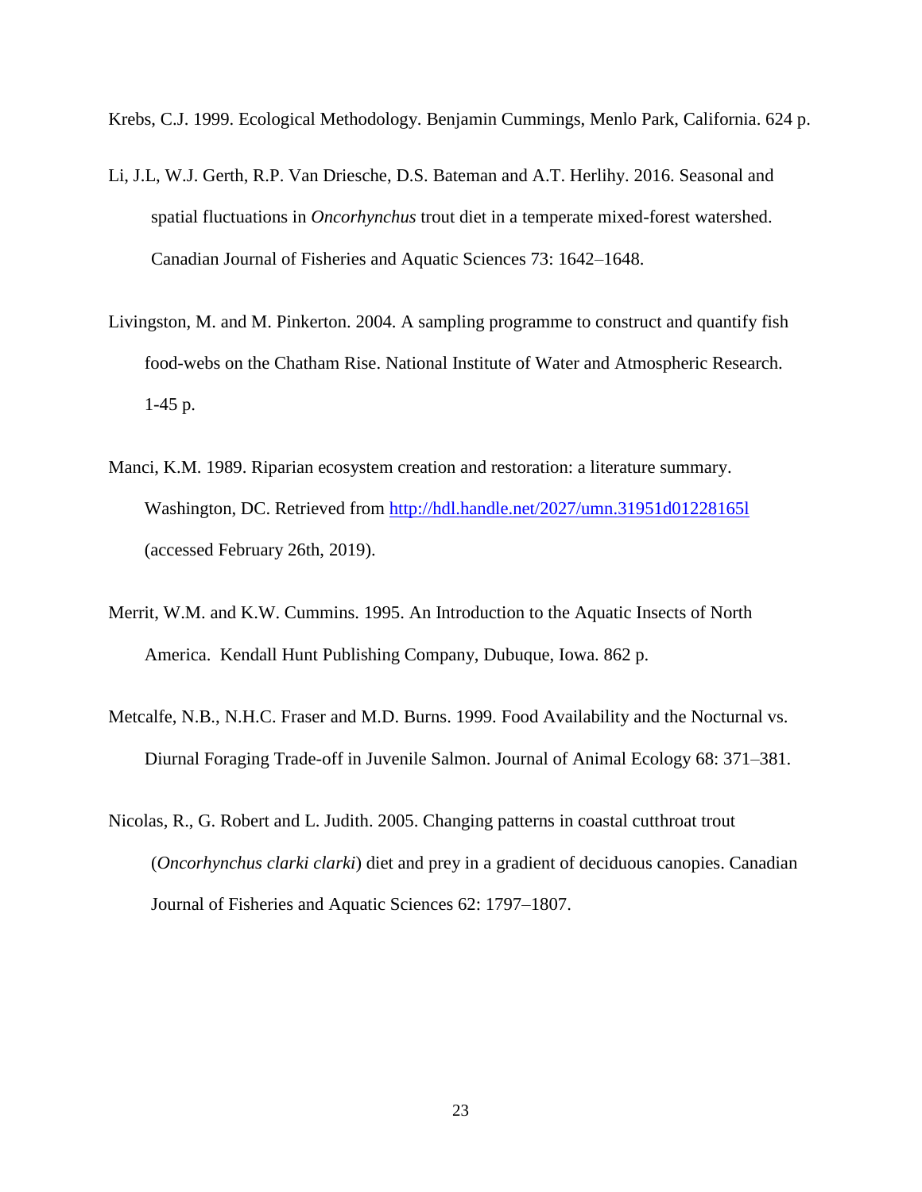Krebs, C.J. 1999. Ecological Methodology. Benjamin Cummings, Menlo Park, California. 624 p.

Li, J.L, W.J. Gerth, R.P. Van Driesche, D.S. Bateman and A.T. Herlihy. 2016. Seasonal and spatial fluctuations in *Oncorhynchus* trout diet in a temperate mixed-forest watershed. Canadian Journal of Fisheries and Aquatic Sciences 73: 1642–1648.

Livingston, M. and M. Pinkerton. 2004. A sampling programme to construct and quantify fish food-webs on the Chatham Rise. National Institute of Water and Atmospheric Research. 1-45 p.

Manci, K.M. 1989. Riparian ecosystem creation and restoration: a literature summary. Washington, DC. Retrieved from http://hdl.handle.net/2027/umn.31951d01228165l (accessed February 26th, 2019).

Merrit, W.M. and K.W. Cummins. 1995. An Introduction to the Aquatic Insects of North America. Kendall Hunt Publishing Company, Dubuque, Iowa. 862 p.

Metcalfe, N.B., N.H.C. Fraser and M.D. Burns. 1999. Food Availability and the Nocturnal vs. Diurnal Foraging Trade-off in Juvenile Salmon. Journal of Animal Ecology 68: 371–381.

Nicolas, R., G. Robert and L. Judith. 2005. Changing patterns in coastal cutthroat trout (*Oncorhynchus clarki clarki*) diet and prey in a gradient of deciduous canopies. Canadian Journal of Fisheries and Aquatic Sciences 62: 1797–1807.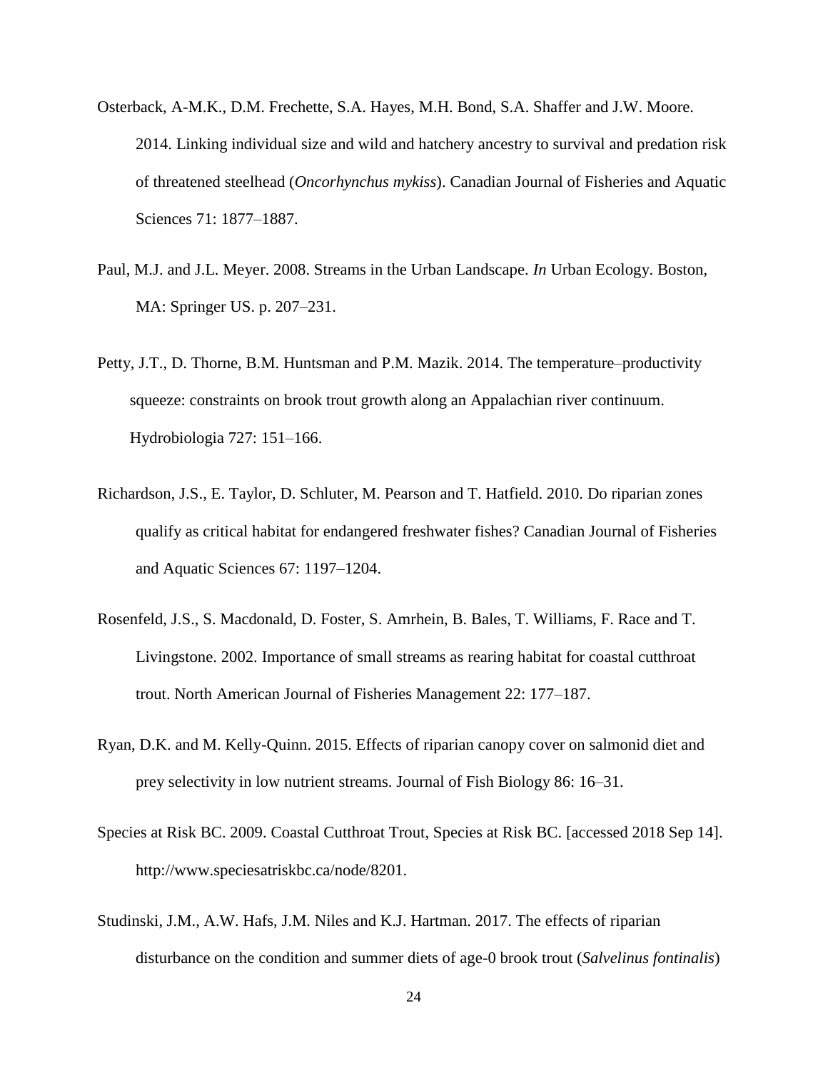Osterback, A-M.K., D.M. Frechette, S.A. Hayes, M.H. Bond, S.A. Shaffer and J.W. Moore. 2014. Linking individual size and wild and hatchery ancestry to survival and predation risk of threatened steelhead (*Oncorhynchus mykiss*). Canadian Journal of Fisheries and Aquatic Sciences 71: 1877–1887.

Paul, M.J. and J.L. Meyer. 2008. Streams in the Urban Landscape. *In* Urban Ecology. Boston, MA: Springer US. p. 207–231.

Petty, J.T., D. Thorne, B.M. Huntsman and P.M. Mazik. 2014. The temperature–productivity squeeze: constraints on brook trout growth along an Appalachian river continuum. Hydrobiologia 727: 151–166.

Richardson, J.S., E. Taylor, D. Schluter, M. Pearson and T. Hatfield. 2010. Do riparian zones qualify as critical habitat for endangered freshwater fishes? Canadian Journal of Fisheries and Aquatic Sciences 67: 1197–1204.

Rosenfeld, J.S., S. Macdonald, D. Foster, S. Amrhein, B. Bales, T. Williams, F. Race and T. Livingstone. 2002. Importance of small streams as rearing habitat for coastal cutthroat trout. North American Journal of Fisheries Management 22: 177–187.

Ryan, D.K. and M. Kelly-Quinn. 2015. Effects of riparian canopy cover on salmonid diet and prey selectivity in low nutrient streams. Journal of Fish Biology 86: 16–31.

Species at Risk BC. 2009. Coastal Cutthroat Trout, Species at Risk BC. [accessed 2018 Sep 14]. http://www.speciesatriskbc.ca/node/8201.

Studinski, J.M., A.W. Hafs, J.M. Niles and K.J. Hartman. 2017. The effects of riparian disturbance on the condition and summer diets of age-0 brook trout (*Salvelinus fontinalis*)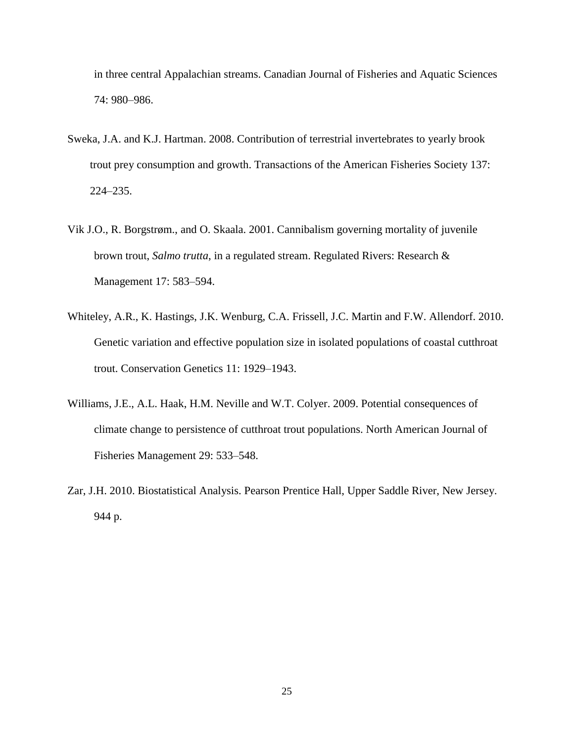in three central Appalachian streams. Canadian Journal of Fisheries and Aquatic Sciences 74: 980–986.

Sweka, J.A. and K.J. Hartman. 2008. Contribution of terrestrial invertebrates to yearly brook trout prey consumption and growth. Transactions of the American Fisheries Society 137: 224–235.

Vik J.O., R. Borgstrøm., and O. Skaala. 2001. Cannibalism governing mortality of juvenile brown trout, *Salmo trutta*, in a regulated stream. Regulated Rivers: Research & Management 17: 583–594.

Whiteley, A.R., K. Hastings, J.K. Wenburg, C.A. Frissell, J.C. Martin and F.W. Allendorf. 2010. Genetic variation and effective population size in isolated populations of coastal cutthroat trout. Conservation Genetics 11: 1929–1943.

Williams, J.E., A.L. Haak, H.M. Neville and W.T. Colyer. 2009. Potential consequences of climate change to persistence of cutthroat trout populations. North American Journal of Fisheries Management 29: 533–548.

Zar, J.H. 2010. Biostatistical Analysis. Pearson Prentice Hall, Upper Saddle River, New Jersey. 944 p.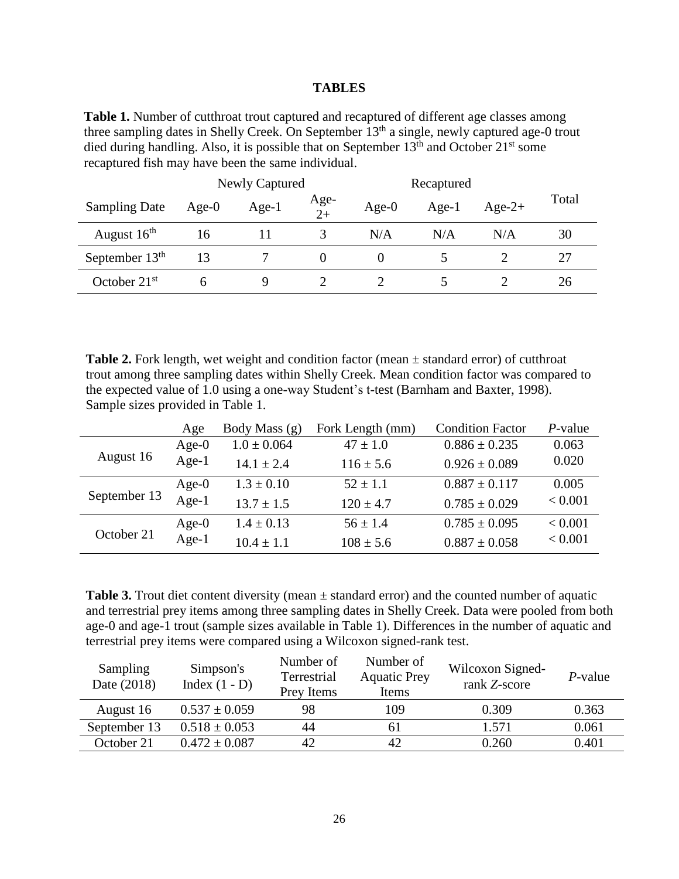# TABLES

**Table 1.** Number of cutthroat trout captured and recaptured of different age classes among three sampling dates in Shelly Creek. On September 13th a single, newly captured age-0 trout died during handling. Also, it is possible that on September 13th and October 21st some recaptured fish may have been the same individual.

| | Newly Captured | | | Recaptured | | | |
|---|---|---|---|---|---|---|---|
| Sampling Date | Age-0 | Age-1 | Age-2+ | Age-0 | Age-1 | Age-2+ | Total |
| August 16th | 16 | 11 | 3 | N/A | N/A | N/A | 30 |
| September 13th | 13 | 7 | 0 | 0 | 5 | 2 | 27 |
| October 21st | 6 | 9 | 2 | 2 | 5 | 2 | 26 |

**Table 2.** Fork length, wet weight and condition factor (mean ± standard error) of cutthroat trout among three sampling dates within Shelly Creek. Mean condition factor was compared to the expected value of 1.0 using a one-way Student's t-test (Barnham and Baxter, 1998). Sample sizes provided in Table 1.

| | Age | Body Mass (g) | Fork Length (mm) | Condition Factor | *P*-value |
|---|---|---|---|---|---|
| August 16 | Age-0 | 1.0 ± 0.064 | 47 ± 1.0 | 0.886 ± 0.235 | 0.063 |
| | Age-1 | 14.1 ± 2.4 | 116 ± 5.6 | 0.926 ± 0.089 | 0.020 |
| September 13 | Age-0 | 1.3 ± 0.10 | 52 ± 1.1 | 0.887 ± 0.117 | 0.005 |
| | Age-1 | 13.7 ± 1.5 | 120 ± 4.7 | 0.785 ± 0.029 | < 0.001 |
| October 21 | Age-0 | 1.4 ± 0.13 | 56 ± 1.4 | 0.785 ± 0.095 | < 0.001 |
| | Age-1 | 10.4 ± 1.1 | 108 ± 5.6 | 0.887 ± 0.058 | < 0.001 |

**Table 3.** Trout diet content diversity (mean ± standard error) and the counted number of aquatic and terrestrial prey items among three sampling dates in Shelly Creek. Data were pooled from both age-0 and age-1 trout (sample sizes available in Table 1). Differences in the number of aquatic and terrestrial prey items were compared using a Wilcoxon signed-rank test.

| Sampling Date (2018) | Simpson's Index (1 - D) | Number of Terrestrial Prey Items | Number of Aquatic Prey Items | Wilcoxon Signed-rank *Z*-score | *P*-value |
|---|---|---|---|---|---|
| August 16 | 0.537 ± 0.059 | 98 | 109 | 0.309 | 0.363 |
| September 13 | 0.518 ± 0.053 | 44 | 61 | 1.571 | 0.061 |
| October 21 | 0.472 ± 0.087 | 42 | 42 | 0.260 | 0.401 |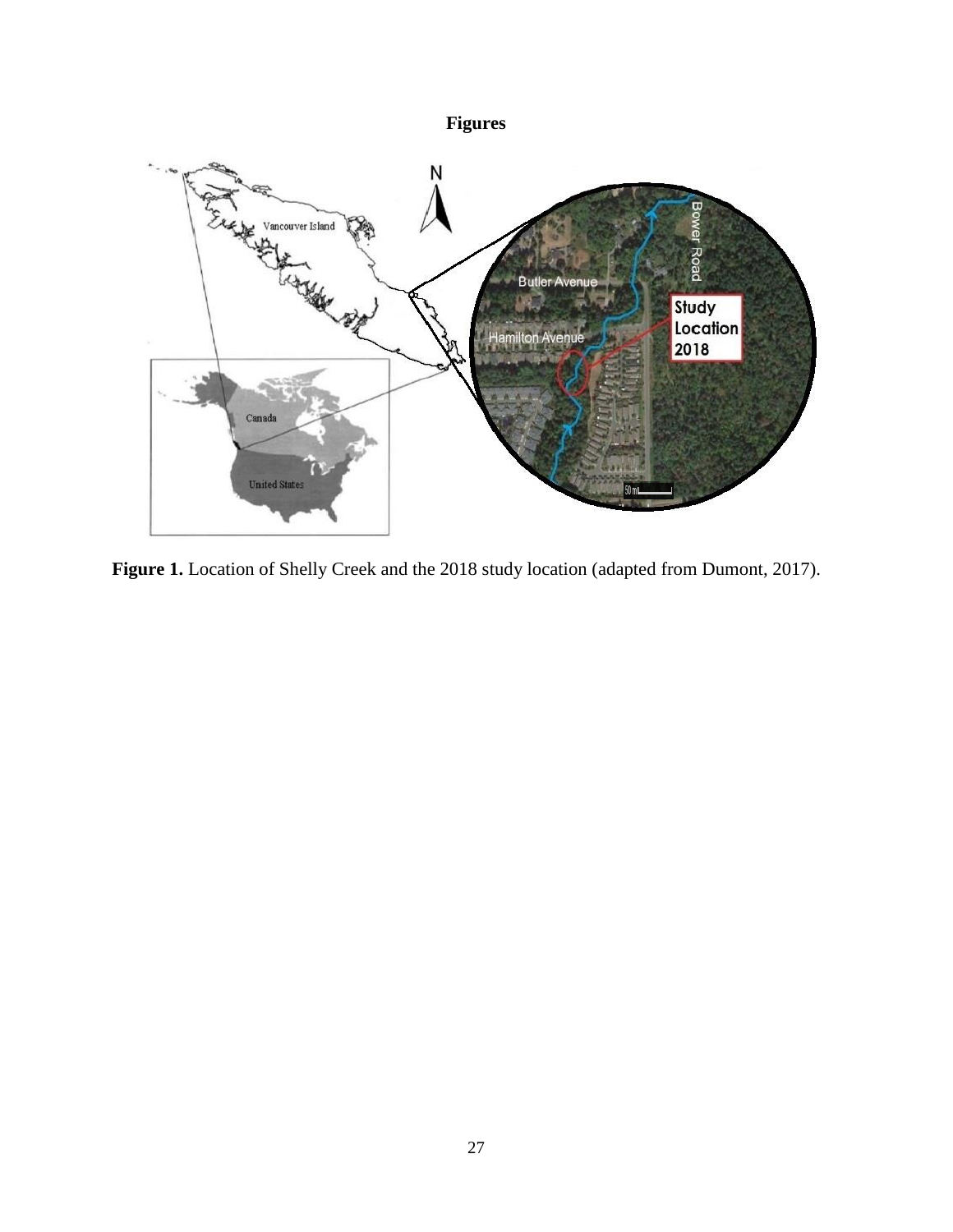**Figures**

**Figure 1.** Location of Shelly Creek and the 2018 study location (adapted from Dumont, 2017).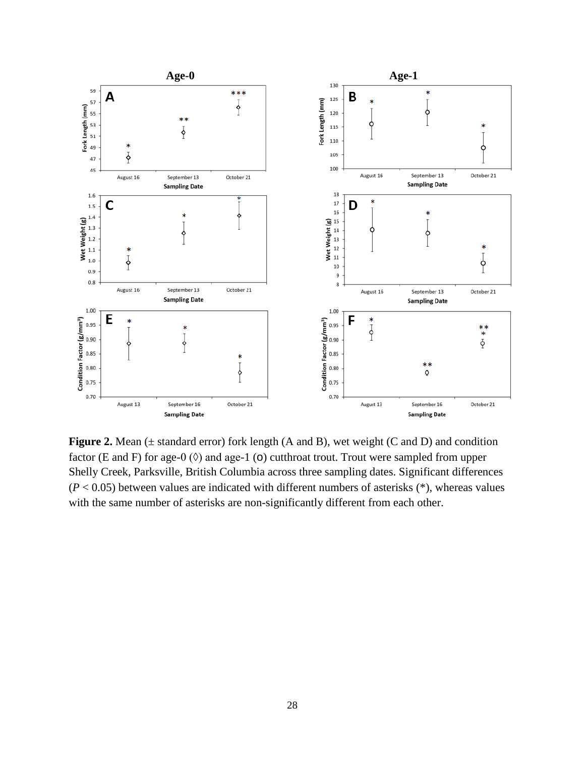**Figure 2.** Mean (± standard error) fork length (A and B), wet weight (C and D) and condition factor (E and F) for age-0 (◊) and age-1 (o) cutthroat trout. Trout were sampled from upper Shelly Creek, Parksville, British Columbia across three sampling dates. Significant differences ($P < 0.05$) between values are indicated with different numbers of asterisks (*), whereas values with the same number of asterisks are non-significantly different from each other.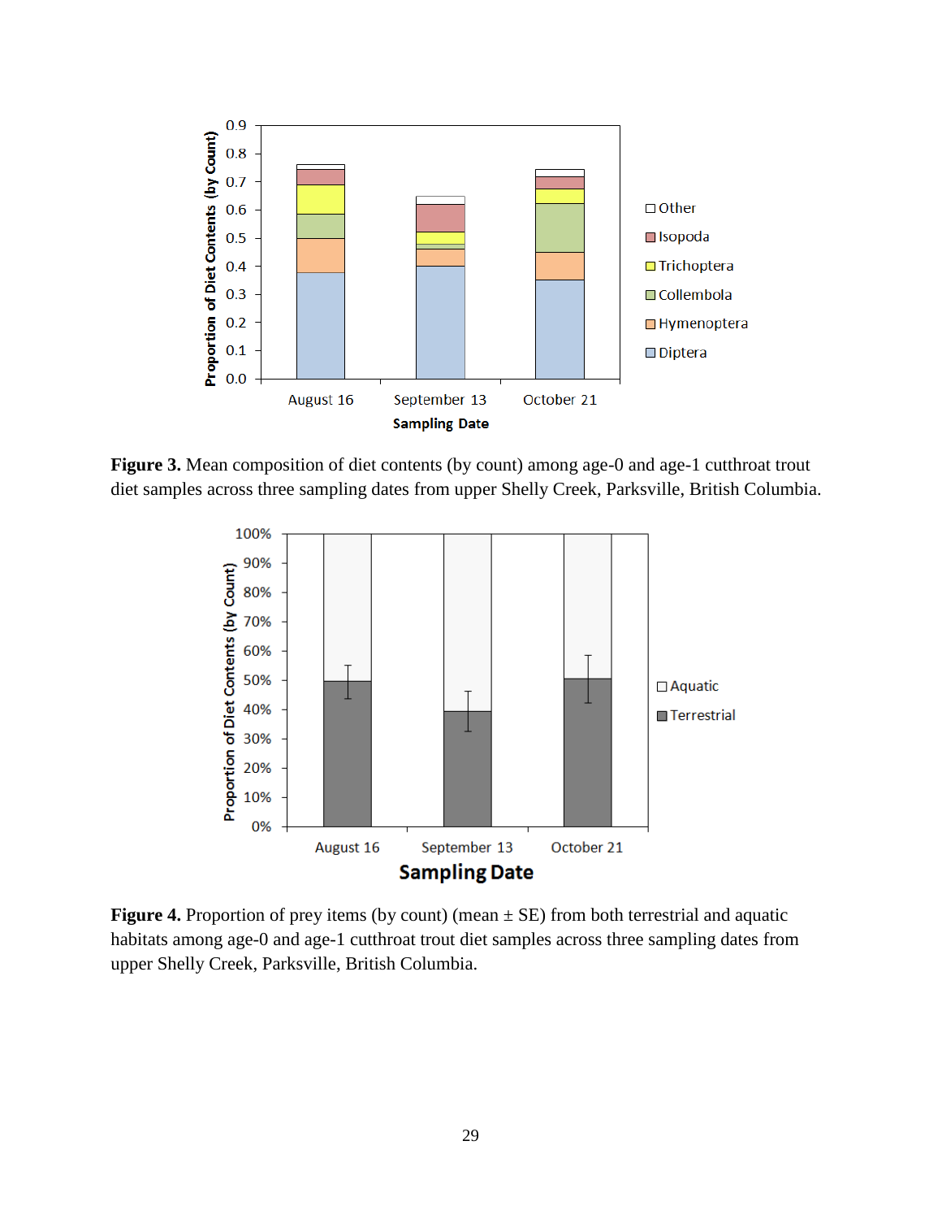**Figure 3.** Mean composition of diet contents (by count) among age-0 and age-1 cutthroat trout diet samples across three sampling dates from upper Shelly Creek, Parksville, British Columbia.

**Figure 4.** Proportion of prey items (by count) (mean ± SE) from both terrestrial and aquatic habitats among age-0 and age-1 cutthroat trout diet samples across three sampling dates from upper Shelly Creek, Parksville, British Columbia.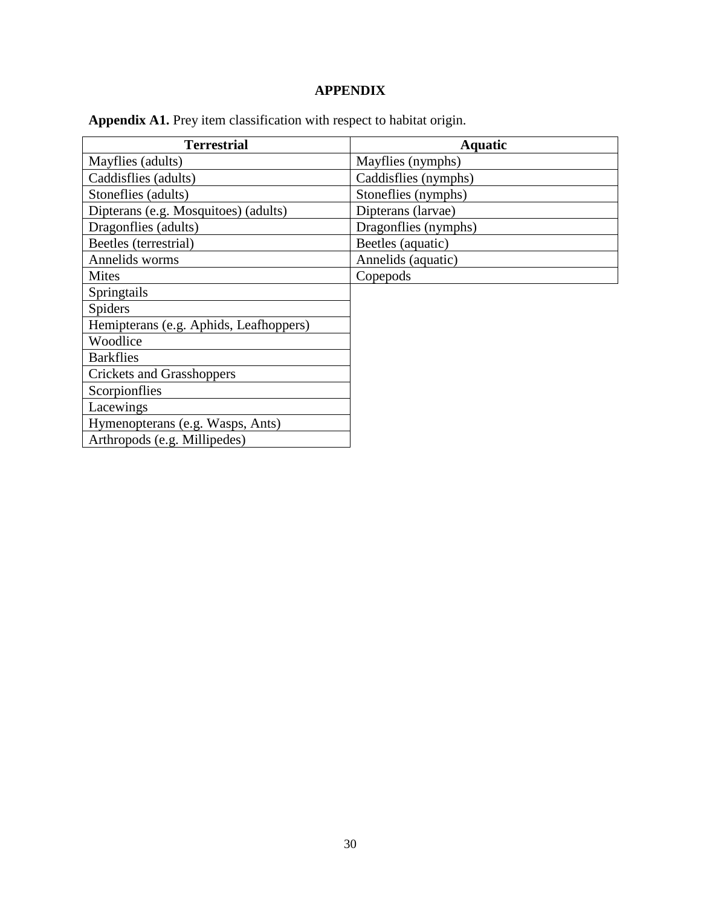# APPENDIX

**Appendix A1.** Prey item classification with respect to habitat origin.

| Terrestrial | Aquatic |
|---|---|
| Mayflies (adults) | Mayflies (nymphs) |
| Caddisflies (adults) | Caddisflies (nymphs) |
| Stoneflies (adults) | Stoneflies (nymphs) |
| Dipterans (e.g. Mosquitoes) (adults) | Dipterans (larvae) |
| Dragonflies (adults) | Dragonflies (nymphs) |
| Beetles (terrestrial) | Beetles (aquatic) |
| Annelids worms | Annelids (aquatic) |
| Mites | Copepods |
| Springtails | |
| Spiders | |
| Hemipterans (e.g. Aphids, Leafhoppers) | |
| Woodlice | |
| Barkflies | |
| Crickets and Grasshoppers | |
| Scorpionflies | |
| Lacewings | |
| Hymenopterans (e.g. Wasps, Ants) | |
| Arthropods (e.g. Millipedes) | |